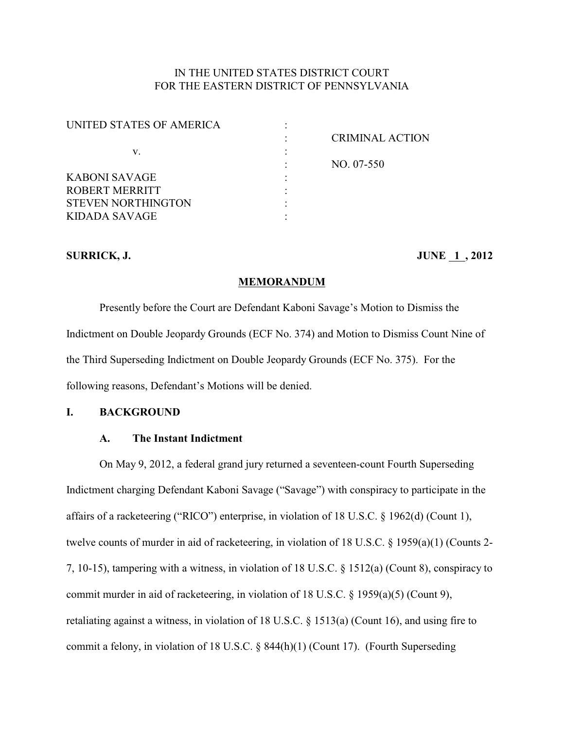IN THE UNITED STATES DISTRICT COURT
FOR THE EASTERN DISTRICT OF PENNSYLVANIA

| | | |
|---|---|---|
| UNITED STATES OF AMERICA | : | |
| | : | CRIMINAL ACTION |
| v. | : | |
| | : | NO. 07-550 |
| KABONI SAVAGE | : | |
| ROBERT MERRITT | : | |
| STEVEN NORTHINGTON | : | |
| KIDADA SAVAGE | : | |

**SURRICK, J.** **JUNE 1 , 2012**

**MEMORANDUM**

Presently before the Court are Defendant Kaboni Savage's Motion to Dismiss the Indictment on Double Jeopardy Grounds (ECF No. 374) and Motion to Dismiss Count Nine of the Third Superseding Indictment on Double Jeopardy Grounds (ECF No. 375). For the following reasons, Defendant's Motions will be denied.

## I. BACKGROUND

### A. The Instant Indictment

On May 9, 2012, a federal grand jury returned a seventeen-count Fourth Superseding Indictment charging Defendant Kaboni Savage ("Savage") with conspiracy to participate in the affairs of a racketeering ("RICO") enterprise, in violation of 18 U.S.C. § 1962(d) (Count 1), twelve counts of murder in aid of racketeering, in violation of 18 U.S.C. § 1959(a)(1) (Counts 2-7, 10-15), tampering with a witness, in violation of 18 U.S.C. § 1512(a) (Count 8), conspiracy to commit murder in aid of racketeering, in violation of 18 U.S.C. § 1959(a)(5) (Count 9), retaliating against a witness, in violation of 18 U.S.C. § 1513(a) (Count 16), and using fire to commit a felony, in violation of 18 U.S.C. § 844(h)(1) (Count 17). (Fourth Superseding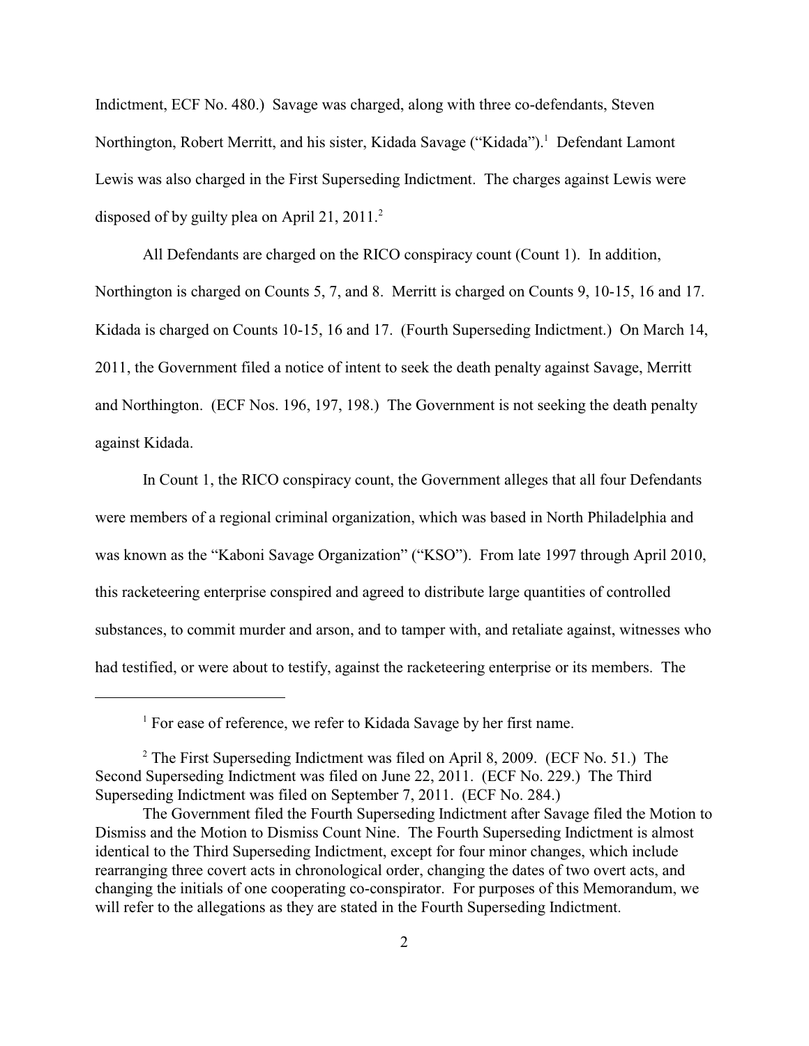Indictment, ECF No. 480.) Savage was charged, along with three co-defendants, Steven Northington, Robert Merritt, and his sister, Kidada Savage ("Kidada").[1] Defendant Lamont Lewis was also charged in the First Superseding Indictment. The charges against Lewis were disposed of by guilty plea on April 21, 2011.[2]

All Defendants are charged on the RICO conspiracy count (Count 1). In addition, Northington is charged on Counts 5, 7, and 8. Merritt is charged on Counts 9, 10-15, 16 and 17. Kidada is charged on Counts 10-15, 16 and 17. (Fourth Superseding Indictment.) On March 14, 2011, the Government filed a notice of intent to seek the death penalty against Savage, Merritt and Northington. (ECF Nos. 196, 197, 198.) The Government is not seeking the death penalty against Kidada.

In Count 1, the RICO conspiracy count, the Government alleges that all four Defendants were members of a regional criminal organization, which was based in North Philadelphia and was known as the "Kaboni Savage Organization" ("KSO"). From late 1997 through April 2010, this racketeering enterprise conspired and agreed to distribute large quantities of controlled substances, to commit murder and arson, and to tamper with, and retaliate against, witnesses who had testified, or were about to testify, against the racketeering enterprise or its members. The

---

[1] For ease of reference, we refer to Kidada Savage by her first name.

[2] The First Superseding Indictment was filed on April 8, 2009. (ECF No. 51.) The Second Superseding Indictment was filed on June 22, 2011. (ECF No. 229.) The Third Superseding Indictment was filed on September 7, 2011. (ECF No. 284.)

The Government filed the Fourth Superseding Indictment after Savage filed the Motion to Dismiss and the Motion to Dismiss Count Nine. The Fourth Superseding Indictment is almost identical to the Third Superseding Indictment, except for four minor changes, which include rearranging three covert acts in chronological order, changing the dates of two overt acts, and changing the initials of one cooperating co-conspirator. For purposes of this Memorandum, we will refer to the allegations as they are stated in the Fourth Superseding Indictment.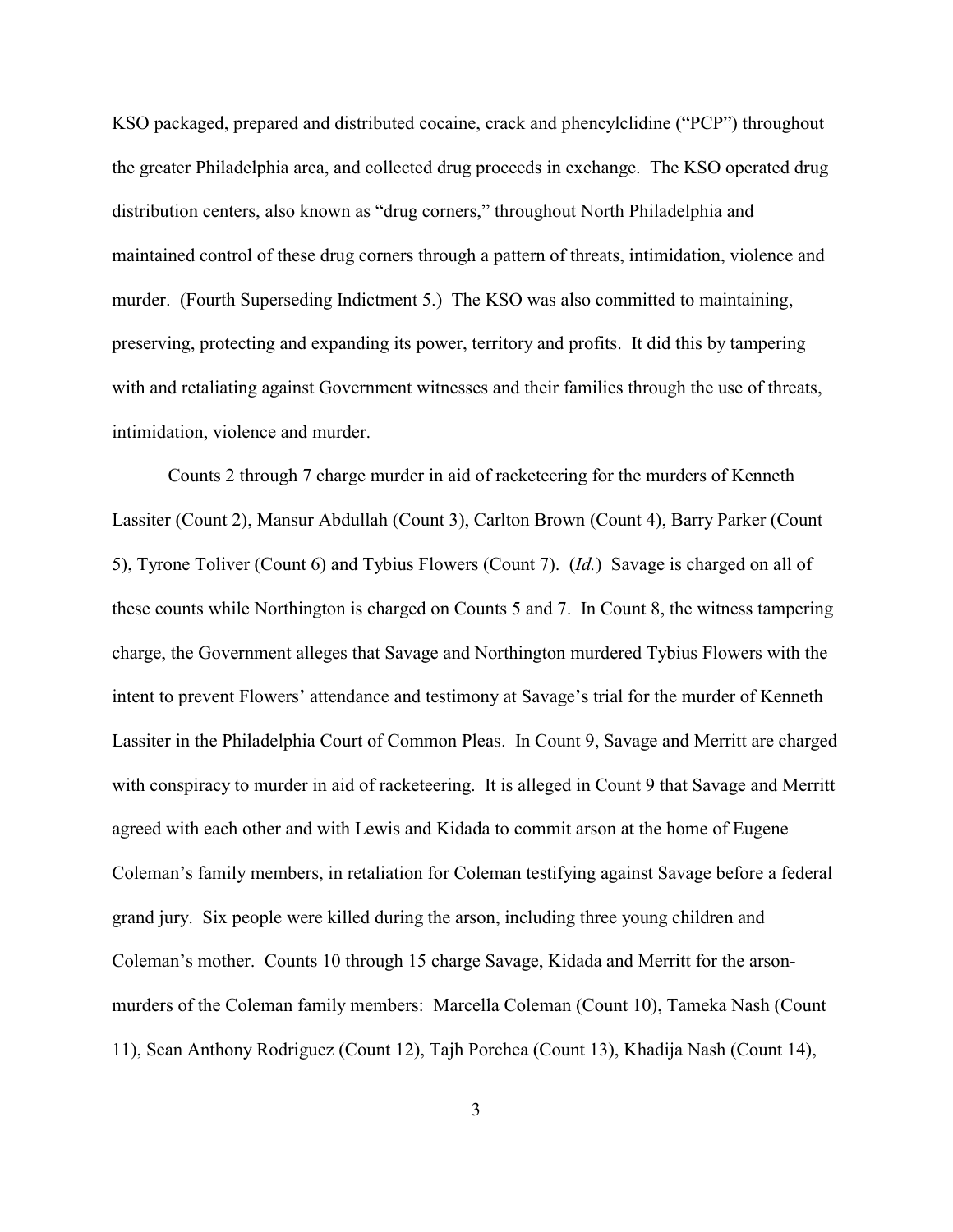KSO packaged, prepared and distributed cocaine, crack and phencylclidine ("PCP") throughout the greater Philadelphia area, and collected drug proceeds in exchange. The KSO operated drug distribution centers, also known as "drug corners," throughout North Philadelphia and maintained control of these drug corners through a pattern of threats, intimidation, violence and murder. (Fourth Superseding Indictment 5.) The KSO was also committed to maintaining, preserving, protecting and expanding its power, territory and profits. It did this by tampering with and retaliating against Government witnesses and their families through the use of threats, intimidation, violence and murder.

Counts 2 through 7 charge murder in aid of racketeering for the murders of Kenneth Lassiter (Count 2), Mansur Abdullah (Count 3), Carlton Brown (Count 4), Barry Parker (Count 5), Tyrone Toliver (Count 6) and Tybius Flowers (Count 7). (*Id.*) Savage is charged on all of these counts while Northington is charged on Counts 5 and 7. In Count 8, the witness tampering charge, the Government alleges that Savage and Northington murdered Tybius Flowers with the intent to prevent Flowers' attendance and testimony at Savage's trial for the murder of Kenneth Lassiter in the Philadelphia Court of Common Pleas. In Count 9, Savage and Merritt are charged with conspiracy to murder in aid of racketeering. It is alleged in Count 9 that Savage and Merritt agreed with each other and with Lewis and Kidada to commit arson at the home of Eugene Coleman's family members, in retaliation for Coleman testifying against Savage before a federal grand jury. Six people were killed during the arson, including three young children and Coleman's mother. Counts 10 through 15 charge Savage, Kidada and Merritt for the arson-murders of the Coleman family members: Marcella Coleman (Count 10), Tameka Nash (Count 11), Sean Anthony Rodriguez (Count 12), Tajh Porchea (Count 13), Khadija Nash (Count 14),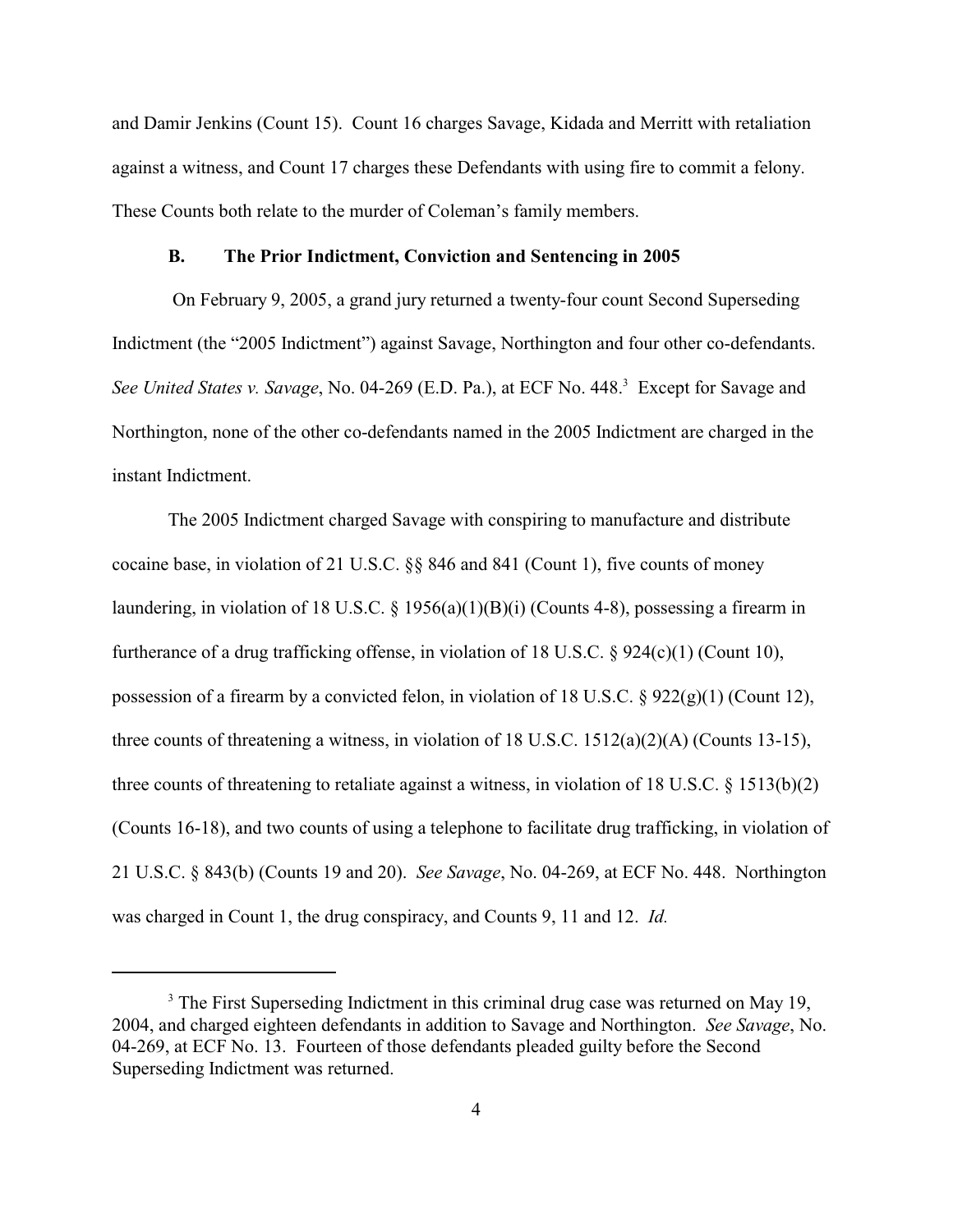and Damir Jenkins (Count 15). Count 16 charges Savage, Kidada and Merritt with retaliation against a witness, and Count 17 charges these Defendants with using fire to commit a felony. These Counts both relate to the murder of Coleman's family members.

### B. The Prior Indictment, Conviction and Sentencing in 2005

On February 9, 2005, a grand jury returned a twenty-four count Second Superseding Indictment (the "2005 Indictment") against Savage, Northington and four other co-defendants. *See United States v. Savage*, No. 04-269 (E.D. Pa.), at ECF No. 448.[3] Except for Savage and Northington, none of the other co-defendants named in the 2005 Indictment are charged in the instant Indictment.

The 2005 Indictment charged Savage with conspiring to manufacture and distribute cocaine base, in violation of 21 U.S.C. §§ 846 and 841 (Count 1), five counts of money laundering, in violation of 18 U.S.C. § 1956(a)(1)(B)(i) (Counts 4-8), possessing a firearm in furtherance of a drug trafficking offense, in violation of 18 U.S.C. § 924(c)(1) (Count 10), possession of a firearm by a convicted felon, in violation of 18 U.S.C. § 922(g)(1) (Count 12), three counts of threatening a witness, in violation of 18 U.S.C. 1512(a)(2)(A) (Counts 13-15), three counts of threatening to retaliate against a witness, in violation of 18 U.S.C. § 1513(b)(2) (Counts 16-18), and two counts of using a telephone to facilitate drug trafficking, in violation of 21 U.S.C. § 843(b) (Counts 19 and 20). *See Savage*, No. 04-269, at ECF No. 448. Northington was charged in Count 1, the drug conspiracy, and Counts 9, 11 and 12. *Id.*

---

[3] The First Superseding Indictment in this criminal drug case was returned on May 19, 2004, and charged eighteen defendants in addition to Savage and Northington. *See Savage*, No. 04-269, at ECF No. 13. Fourteen of those defendants pleaded guilty before the Second Superseding Indictment was returned.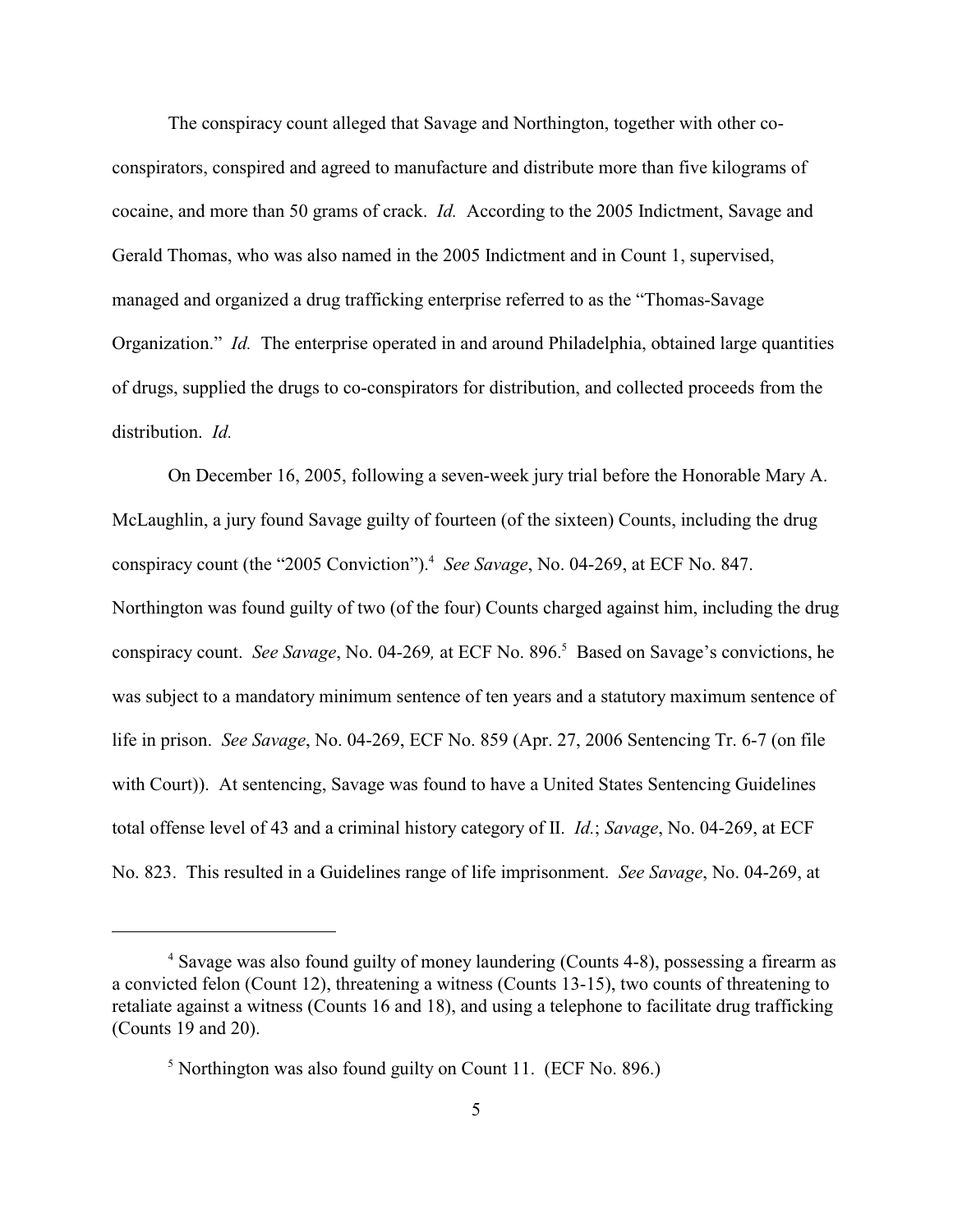The conspiracy count alleged that Savage and Northington, together with other co-conspirators, conspired and agreed to manufacture and distribute more than five kilograms of cocaine, and more than 50 grams of crack. *Id.* According to the 2005 Indictment, Savage and Gerald Thomas, who was also named in the 2005 Indictment and in Count 1, supervised, managed and organized a drug trafficking enterprise referred to as the "Thomas-Savage Organization." *Id.* The enterprise operated in and around Philadelphia, obtained large quantities of drugs, supplied the drugs to co-conspirators for distribution, and collected proceeds from the distribution. *Id.*

On December 16, 2005, following a seven-week jury trial before the Honorable Mary A. McLaughlin, a jury found Savage guilty of fourteen (of the sixteen) Counts, including the drug conspiracy count (the "2005 Conviction").[4] *See Savage*, No. 04-269, at ECF No. 847. Northington was found guilty of two (of the four) Counts charged against him, including the drug conspiracy count. *See Savage*, No. 04-269*,* at ECF No. 896.[5] Based on Savage's convictions, he was subject to a mandatory minimum sentence of ten years and a statutory maximum sentence of life in prison. *See Savage*, No. 04-269, ECF No. 859 (Apr. 27, 2006 Sentencing Tr. 6-7 (on file with Court)). At sentencing, Savage was found to have a United States Sentencing Guidelines total offense level of 43 and a criminal history category of II. *Id.*; *Savage*, No. 04-269, at ECF No. 823. This resulted in a Guidelines range of life imprisonment. *See Savage*, No. 04-269, at

[4] Savage was also found guilty of money laundering (Counts 4-8), possessing a firearm as a convicted felon (Count 12), threatening a witness (Counts 13-15), two counts of threatening to retaliate against a witness (Counts 16 and 18), and using a telephone to facilitate drug trafficking (Counts 19 and 20).

[5] Northington was also found guilty on Count 11. (ECF No. 896.)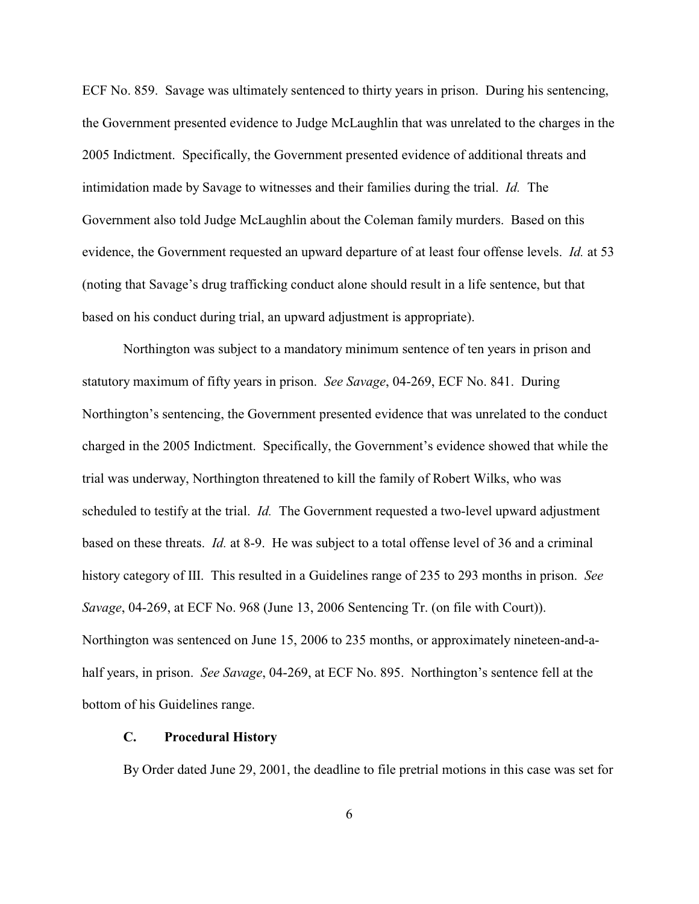ECF No. 859. Savage was ultimately sentenced to thirty years in prison. During his sentencing, the Government presented evidence to Judge McLaughlin that was unrelated to the charges in the 2005 Indictment. Specifically, the Government presented evidence of additional threats and intimidation made by Savage to witnesses and their families during the trial. *Id.* The Government also told Judge McLaughlin about the Coleman family murders. Based on this evidence, the Government requested an upward departure of at least four offense levels. *Id.* at 53 (noting that Savage's drug trafficking conduct alone should result in a life sentence, but that based on his conduct during trial, an upward adjustment is appropriate).

Northington was subject to a mandatory minimum sentence of ten years in prison and statutory maximum of fifty years in prison. *See Savage*, 04-269, ECF No. 841. During Northington's sentencing, the Government presented evidence that was unrelated to the conduct charged in the 2005 Indictment. Specifically, the Government's evidence showed that while the trial was underway, Northington threatened to kill the family of Robert Wilks, who was scheduled to testify at the trial. *Id.* The Government requested a two-level upward adjustment based on these threats. *Id.* at 8-9. He was subject to a total offense level of 36 and a criminal history category of III. This resulted in a Guidelines range of 235 to 293 months in prison. *See Savage*, 04-269, at ECF No. 968 (June 13, 2006 Sentencing Tr. (on file with Court)). Northington was sentenced on June 15, 2006 to 235 months, or approximately nineteen-and-a-half years, in prison. *See Savage*, 04-269, at ECF No. 895. Northington's sentence fell at the bottom of his Guidelines range.

### C. Procedural History

By Order dated June 29, 2001, the deadline to file pretrial motions in this case was set for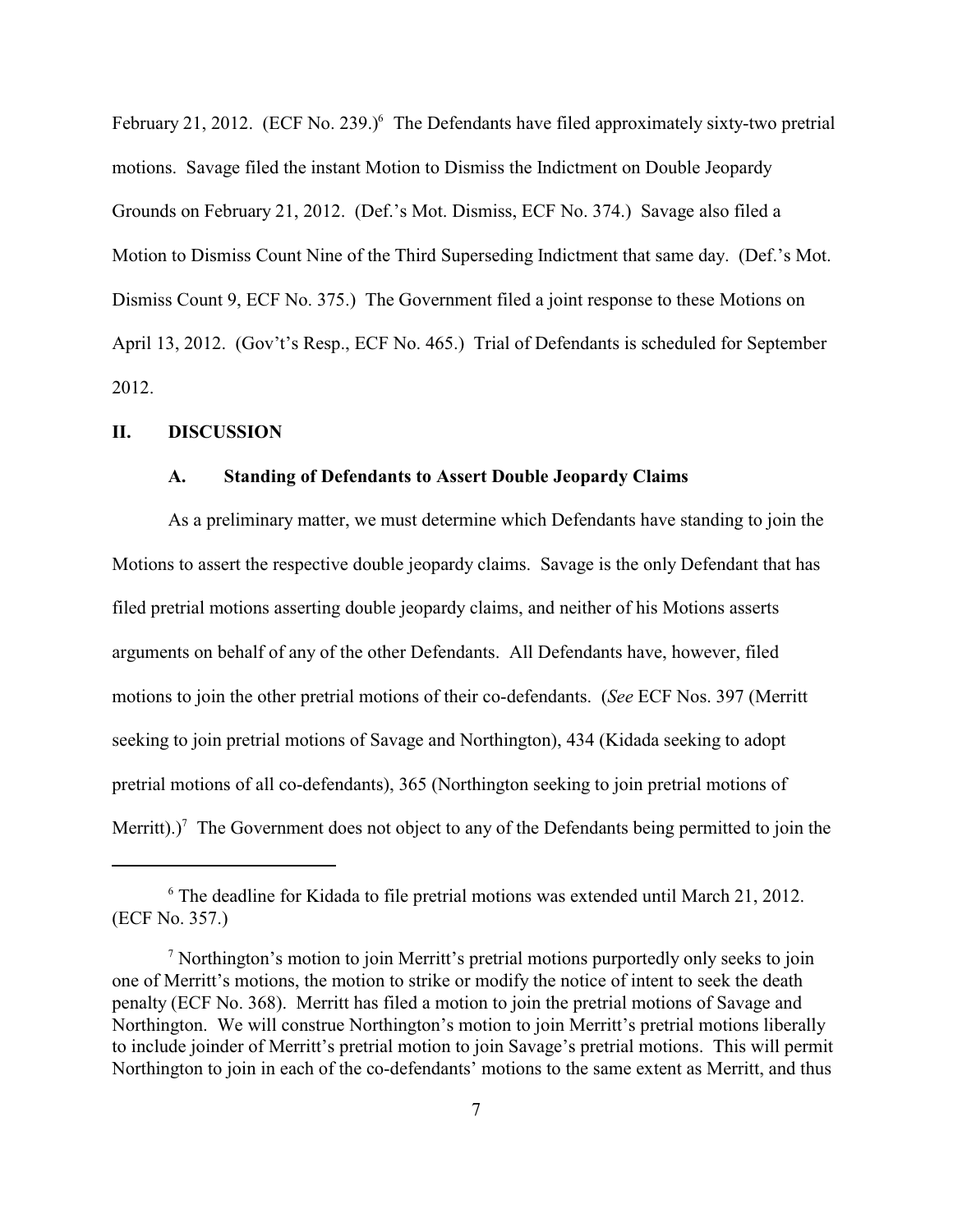February 21, 2012. (ECF No. 239.)[6] The Defendants have filed approximately sixty-two pretrial motions. Savage filed the instant Motion to Dismiss the Indictment on Double Jeopardy Grounds on February 21, 2012. (Def.'s Mot. Dismiss, ECF No. 374.) Savage also filed a Motion to Dismiss Count Nine of the Third Superseding Indictment that same day. (Def.'s Mot. Dismiss Count 9, ECF No. 375.) The Government filed a joint response to these Motions on April 13, 2012. (Gov't's Resp., ECF No. 465.) Trial of Defendants is scheduled for September 2012.

## II. DISCUSSION

### A. Standing of Defendants to Assert Double Jeopardy Claims

As a preliminary matter, we must determine which Defendants have standing to join the Motions to assert the respective double jeopardy claims. Savage is the only Defendant that has filed pretrial motions asserting double jeopardy claims, and neither of his Motions asserts arguments on behalf of any of the other Defendants. All Defendants have, however, filed motions to join the other pretrial motions of their co-defendants. (*See* ECF Nos. 397 (Merritt seeking to join pretrial motions of Savage and Northington), 434 (Kidada seeking to adopt pretrial motions of all co-defendants), 365 (Northington seeking to join pretrial motions of Merritt).)[7] The Government does not object to any of the Defendants being permitted to join the

---

[6] The deadline for Kidada to file pretrial motions was extended until March 21, 2012. (ECF No. 357.)

[7] Northington's motion to join Merritt's pretrial motions purportedly only seeks to join one of Merritt's motions, the motion to strike or modify the notice of intent to seek the death penalty (ECF No. 368). Merritt has filed a motion to join the pretrial motions of Savage and Northington. We will construe Northington's motion to join Merritt's pretrial motions liberally to include joinder of Merritt's pretrial motion to join Savage's pretrial motions. This will permit Northington to join in each of the co-defendants' motions to the same extent as Merritt, and thus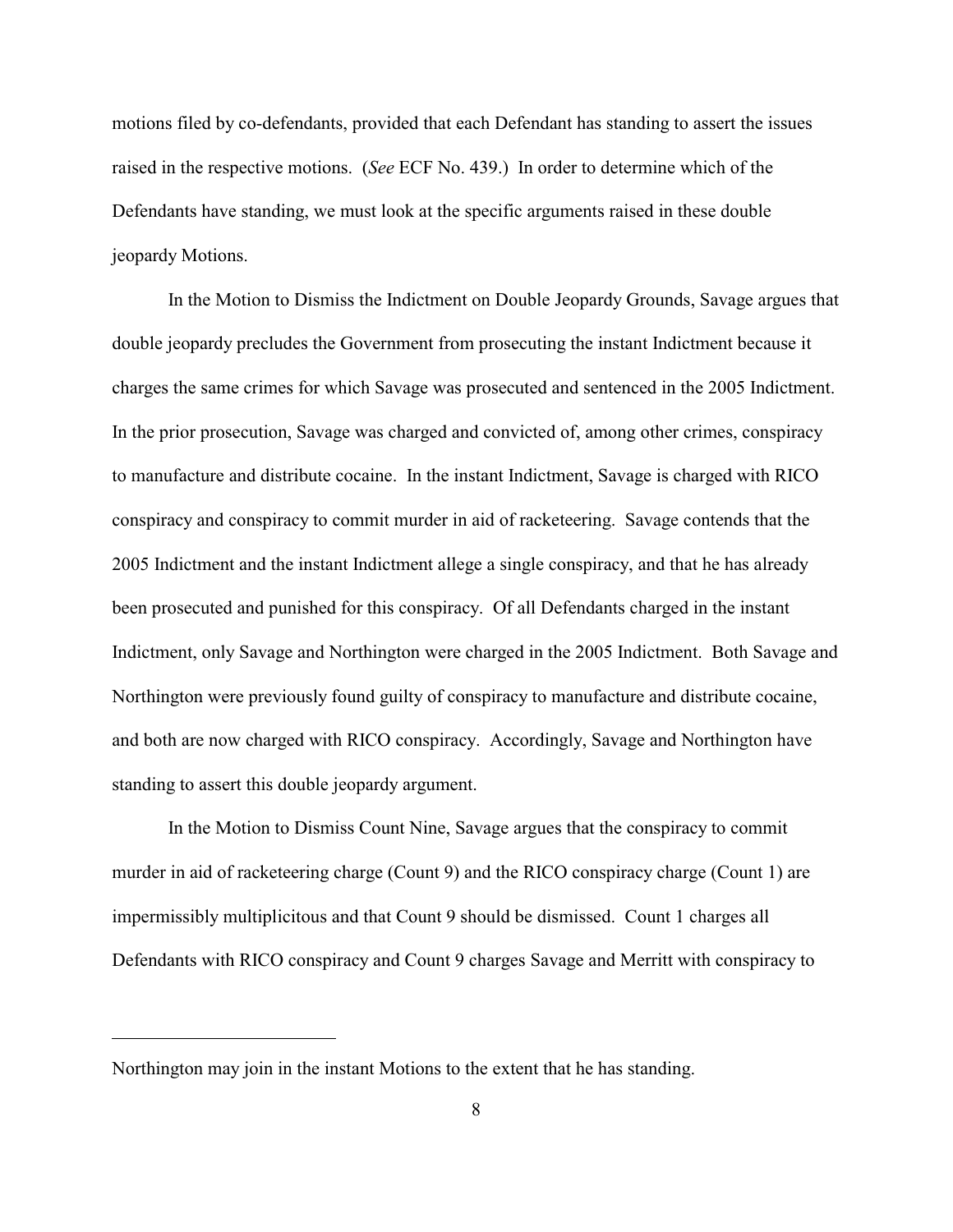motions filed by co-defendants, provided that each Defendant has standing to assert the issues raised in the respective motions. (*See* ECF No. 439.) In order to determine which of the Defendants have standing, we must look at the specific arguments raised in these double jeopardy Motions.

In the Motion to Dismiss the Indictment on Double Jeopardy Grounds, Savage argues that double jeopardy precludes the Government from prosecuting the instant Indictment because it charges the same crimes for which Savage was prosecuted and sentenced in the 2005 Indictment. In the prior prosecution, Savage was charged and convicted of, among other crimes, conspiracy to manufacture and distribute cocaine. In the instant Indictment, Savage is charged with RICO conspiracy and conspiracy to commit murder in aid of racketeering. Savage contends that the 2005 Indictment and the instant Indictment allege a single conspiracy, and that he has already been prosecuted and punished for this conspiracy. Of all Defendants charged in the instant Indictment, only Savage and Northington were charged in the 2005 Indictment. Both Savage and Northington were previously found guilty of conspiracy to manufacture and distribute cocaine, and both are now charged with RICO conspiracy. Accordingly, Savage and Northington have standing to assert this double jeopardy argument.

In the Motion to Dismiss Count Nine, Savage argues that the conspiracy to commit murder in aid of racketeering charge (Count 9) and the RICO conspiracy charge (Count 1) are impermissibly multiplicitous and that Count 9 should be dismissed. Count 1 charges all Defendants with RICO conspiracy and Count 9 charges Savage and Merritt with conspiracy to

---

Northington may join in the instant Motions to the extent that he has standing.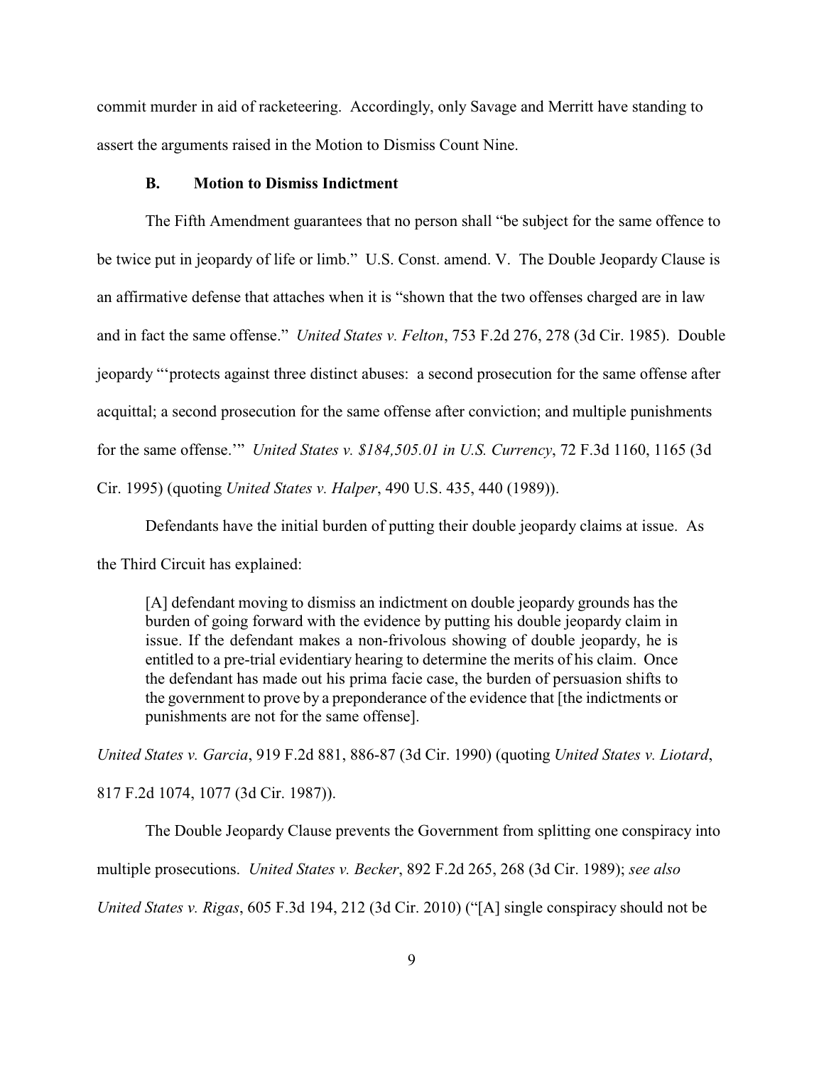commit murder in aid of racketeering. Accordingly, only Savage and Merritt have standing to assert the arguments raised in the Motion to Dismiss Count Nine.

### B. Motion to Dismiss Indictment

The Fifth Amendment guarantees that no person shall "be subject for the same offence to be twice put in jeopardy of life or limb." U.S. Const. amend. V. The Double Jeopardy Clause is an affirmative defense that attaches when it is "shown that the two offenses charged are in law and in fact the same offense." *United States v. Felton*, 753 F.2d 276, 278 (3d Cir. 1985). Double jeopardy "'protects against three distinct abuses: a second prosecution for the same offense after acquittal; a second prosecution for the same offense after conviction; and multiple punishments for the same offense.'" *United States v. $184,505.01 in U.S. Currency*, 72 F.3d 1160, 1165 (3d Cir. 1995) (quoting *United States v. Halper*, 490 U.S. 435, 440 (1989)).

Defendants have the initial burden of putting their double jeopardy claims at issue. As the Third Circuit has explained:

> [A] defendant moving to dismiss an indictment on double jeopardy grounds has the burden of going forward with the evidence by putting his double jeopardy claim in issue. If the defendant makes a non-frivolous showing of double jeopardy, he is entitled to a pre-trial evidentiary hearing to determine the merits of his claim. Once the defendant has made out his prima facie case, the burden of persuasion shifts to the government to prove by a preponderance of the evidence that [the indictments or punishments are not for the same offense].

*United States v. Garcia*, 919 F.2d 881, 886-87 (3d Cir. 1990) (quoting *United States v. Liotard*, 817 F.2d 1074, 1077 (3d Cir. 1987)).

The Double Jeopardy Clause prevents the Government from splitting one conspiracy into multiple prosecutions. *United States v. Becker*, 892 F.2d 265, 268 (3d Cir. 1989); *see also United States v. Rigas*, 605 F.3d 194, 212 (3d Cir. 2010) ("[A] single conspiracy should not be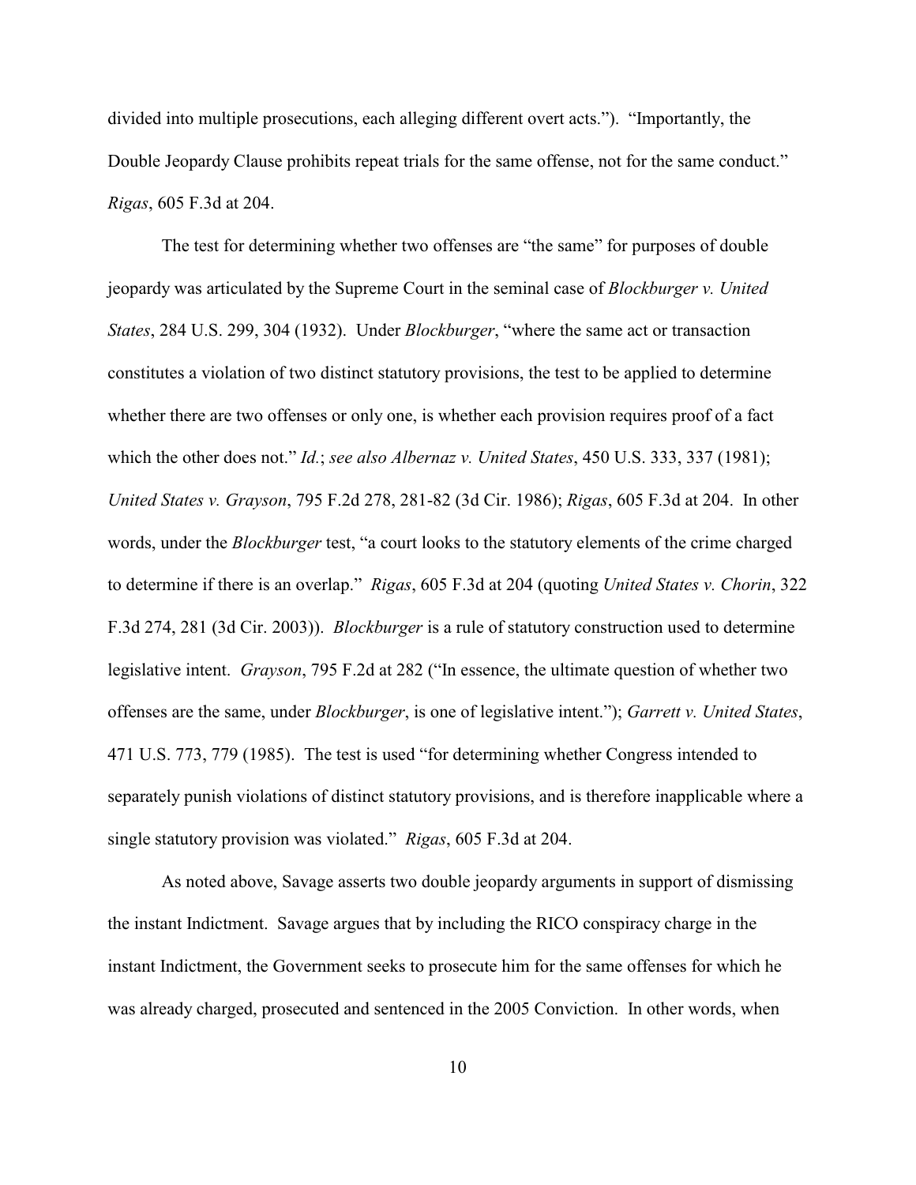divided into multiple prosecutions, each alleging different overt acts."). "Importantly, the Double Jeopardy Clause prohibits repeat trials for the same offense, not for the same conduct." *Rigas*, 605 F.3d at 204.

The test for determining whether two offenses are "the same" for purposes of double jeopardy was articulated by the Supreme Court in the seminal case of *Blockburger v. United States*, 284 U.S. 299, 304 (1932). Under *Blockburger*, "where the same act or transaction constitutes a violation of two distinct statutory provisions, the test to be applied to determine whether there are two offenses or only one, is whether each provision requires proof of a fact which the other does not." *Id.*; *see also Albernaz v. United States*, 450 U.S. 333, 337 (1981); *United States v. Grayson*, 795 F.2d 278, 281-82 (3d Cir. 1986); *Rigas*, 605 F.3d at 204. In other words, under the *Blockburger* test, "a court looks to the statutory elements of the crime charged to determine if there is an overlap." *Rigas*, 605 F.3d at 204 (quoting *United States v. Chorin*, 322 F.3d 274, 281 (3d Cir. 2003)). *Blockburger* is a rule of statutory construction used to determine legislative intent. *Grayson*, 795 F.2d at 282 ("In essence, the ultimate question of whether two offenses are the same, under *Blockburger*, is one of legislative intent."); *Garrett v. United States*, 471 U.S. 773, 779 (1985). The test is used "for determining whether Congress intended to separately punish violations of distinct statutory provisions, and is therefore inapplicable where a single statutory provision was violated." *Rigas*, 605 F.3d at 204.

As noted above, Savage asserts two double jeopardy arguments in support of dismissing the instant Indictment. Savage argues that by including the RICO conspiracy charge in the instant Indictment, the Government seeks to prosecute him for the same offenses for which he was already charged, prosecuted and sentenced in the 2005 Conviction. In other words, when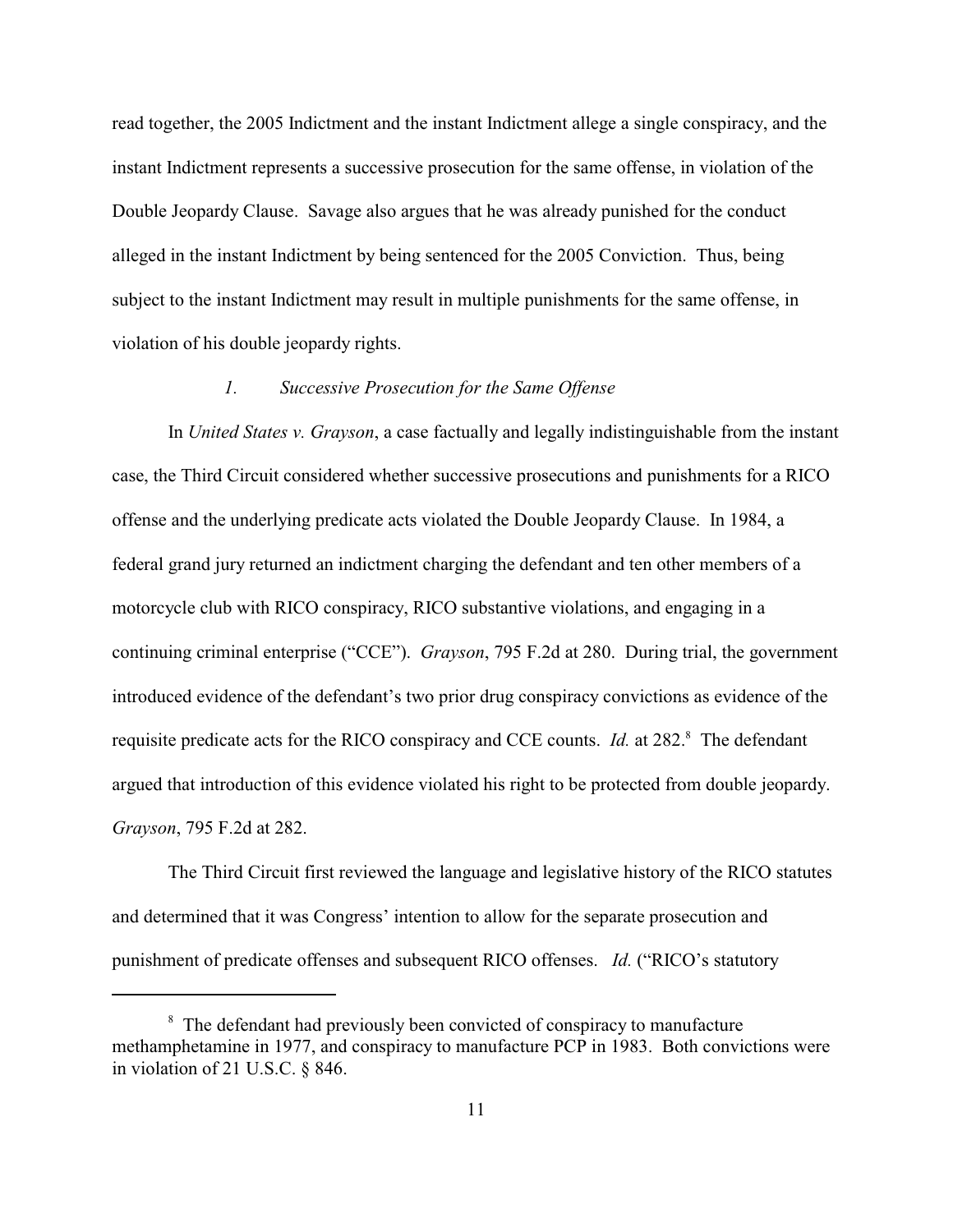read together, the 2005 Indictment and the instant Indictment allege a single conspiracy, and the instant Indictment represents a successive prosecution for the same offense, in violation of the Double Jeopardy Clause. Savage also argues that he was already punished for the conduct alleged in the instant Indictment by being sentenced for the 2005 Conviction. Thus, being subject to the instant Indictment may result in multiple punishments for the same offense, in violation of his double jeopardy rights.

### *1. Successive Prosecution for the Same Offense*

In *United States v. Grayson*, a case factually and legally indistinguishable from the instant case, the Third Circuit considered whether successive prosecutions and punishments for a RICO offense and the underlying predicate acts violated the Double Jeopardy Clause. In 1984, a federal grand jury returned an indictment charging the defendant and ten other members of a motorcycle club with RICO conspiracy, RICO substantive violations, and engaging in a continuing criminal enterprise ("CCE"). *Grayson*, 795 F.2d at 280. During trial, the government introduced evidence of the defendant's two prior drug conspiracy convictions as evidence of the requisite predicate acts for the RICO conspiracy and CCE counts. *Id.* at 282.[8] The defendant argued that introduction of this evidence violated his right to be protected from double jeopardy. *Grayson*, 795 F.2d at 282.

The Third Circuit first reviewed the language and legislative history of the RICO statutes and determined that it was Congress' intention to allow for the separate prosecution and punishment of predicate offenses and subsequent RICO offenses. *Id.* ("RICO's statutory

---

[8] The defendant had previously been convicted of conspiracy to manufacture methamphetamine in 1977, and conspiracy to manufacture PCP in 1983. Both convictions were in violation of 21 U.S.C. § 846.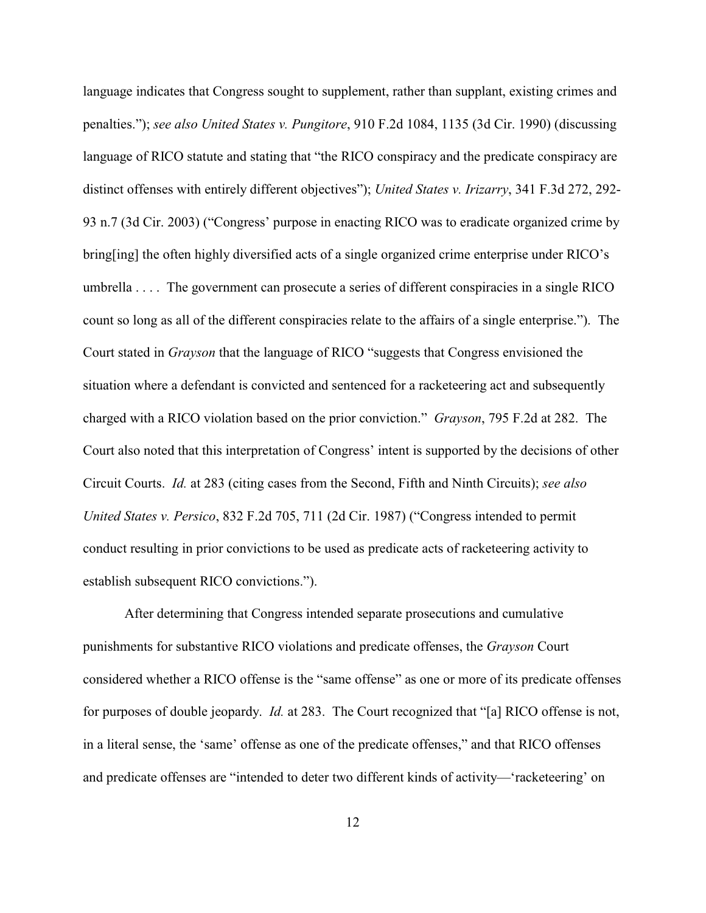language indicates that Congress sought to supplement, rather than supplant, existing crimes and penalties."); *see also United States v. Pungitore*, 910 F.2d 1084, 1135 (3d Cir. 1990) (discussing language of RICO statute and stating that "the RICO conspiracy and the predicate conspiracy are distinct offenses with entirely different objectives"); *United States v. Irizarry*, 341 F.3d 272, 292-93 n.7 (3d Cir. 2003) ("Congress' purpose in enacting RICO was to eradicate organized crime by bring[ing] the often highly diversified acts of a single organized crime enterprise under RICO's umbrella . . . . The government can prosecute a series of different conspiracies in a single RICO count so long as all of the different conspiracies relate to the affairs of a single enterprise."). The Court stated in *Grayson* that the language of RICO "suggests that Congress envisioned the situation where a defendant is convicted and sentenced for a racketeering act and subsequently charged with a RICO violation based on the prior conviction." *Grayson*, 795 F.2d at 282. The Court also noted that this interpretation of Congress' intent is supported by the decisions of other Circuit Courts. *Id.* at 283 (citing cases from the Second, Fifth and Ninth Circuits); *see also United States v. Persico*, 832 F.2d 705, 711 (2d Cir. 1987) ("Congress intended to permit conduct resulting in prior convictions to be used as predicate acts of racketeering activity to establish subsequent RICO convictions.").

After determining that Congress intended separate prosecutions and cumulative punishments for substantive RICO violations and predicate offenses, the *Grayson* Court considered whether a RICO offense is the "same offense" as one or more of its predicate offenses for purposes of double jeopardy. *Id.* at 283. The Court recognized that "[a] RICO offense is not, in a literal sense, the 'same' offense as one of the predicate offenses," and that RICO offenses and predicate offenses are "intended to deter two different kinds of activity—'racketeering' on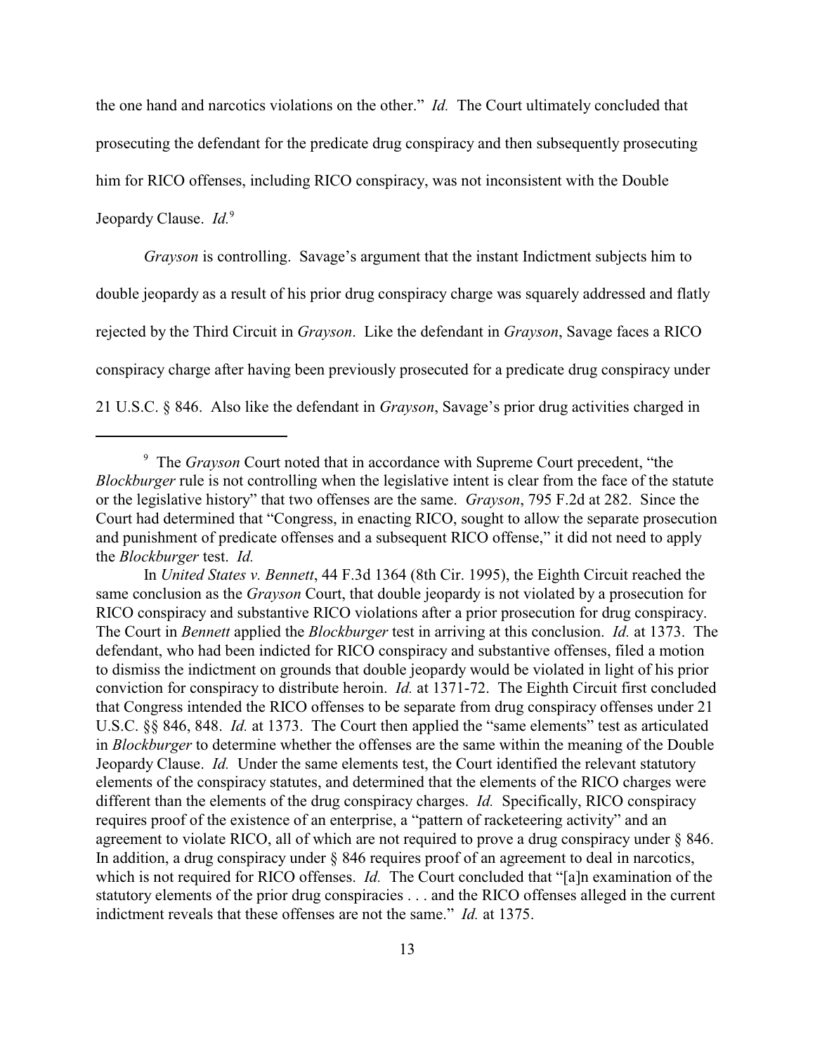the one hand and narcotics violations on the other." *Id.* The Court ultimately concluded that prosecuting the defendant for the predicate drug conspiracy and then subsequently prosecuting him for RICO offenses, including RICO conspiracy, was not inconsistent with the Double Jeopardy Clause. *Id.*[9]

*Grayson* is controlling. Savage's argument that the instant Indictment subjects him to double jeopardy as a result of his prior drug conspiracy charge was squarely addressed and flatly rejected by the Third Circuit in *Grayson*. Like the defendant in *Grayson*, Savage faces a RICO conspiracy charge after having been previously prosecuted for a predicate drug conspiracy under 21 U.S.C. § 846. Also like the defendant in *Grayson*, Savage's prior drug activities charged in

---

[9] The *Grayson* Court noted that in accordance with Supreme Court precedent, "the *Blockburger* rule is not controlling when the legislative intent is clear from the face of the statute or the legislative history" that two offenses are the same. *Grayson*, 795 F.2d at 282. Since the Court had determined that "Congress, in enacting RICO, sought to allow the separate prosecution and punishment of predicate offenses and a subsequent RICO offense," it did not need to apply the *Blockburger* test. *Id.*

In *United States v. Bennett*, 44 F.3d 1364 (8th Cir. 1995), the Eighth Circuit reached the same conclusion as the *Grayson* Court, that double jeopardy is not violated by a prosecution for RICO conspiracy and substantive RICO violations after a prior prosecution for drug conspiracy. The Court in *Bennett* applied the *Blockburger* test in arriving at this conclusion. *Id.* at 1373. The defendant, who had been indicted for RICO conspiracy and substantive offenses, filed a motion to dismiss the indictment on grounds that double jeopardy would be violated in light of his prior conviction for conspiracy to distribute heroin. *Id.* at 1371-72. The Eighth Circuit first concluded that Congress intended the RICO offenses to be separate from drug conspiracy offenses under 21 U.S.C. §§ 846, 848. *Id.* at 1373. The Court then applied the "same elements" test as articulated in *Blockburger* to determine whether the offenses are the same within the meaning of the Double Jeopardy Clause. *Id.* Under the same elements test, the Court identified the relevant statutory elements of the conspiracy statutes, and determined that the elements of the RICO charges were different than the elements of the drug conspiracy charges. *Id.* Specifically, RICO conspiracy requires proof of the existence of an enterprise, a "pattern of racketeering activity" and an agreement to violate RICO, all of which are not required to prove a drug conspiracy under § 846. In addition, a drug conspiracy under § 846 requires proof of an agreement to deal in narcotics, which is not required for RICO offenses. *Id.* The Court concluded that "[a]n examination of the statutory elements of the prior drug conspiracies . . . and the RICO offenses alleged in the current indictment reveals that these offenses are not the same." *Id.* at 1375.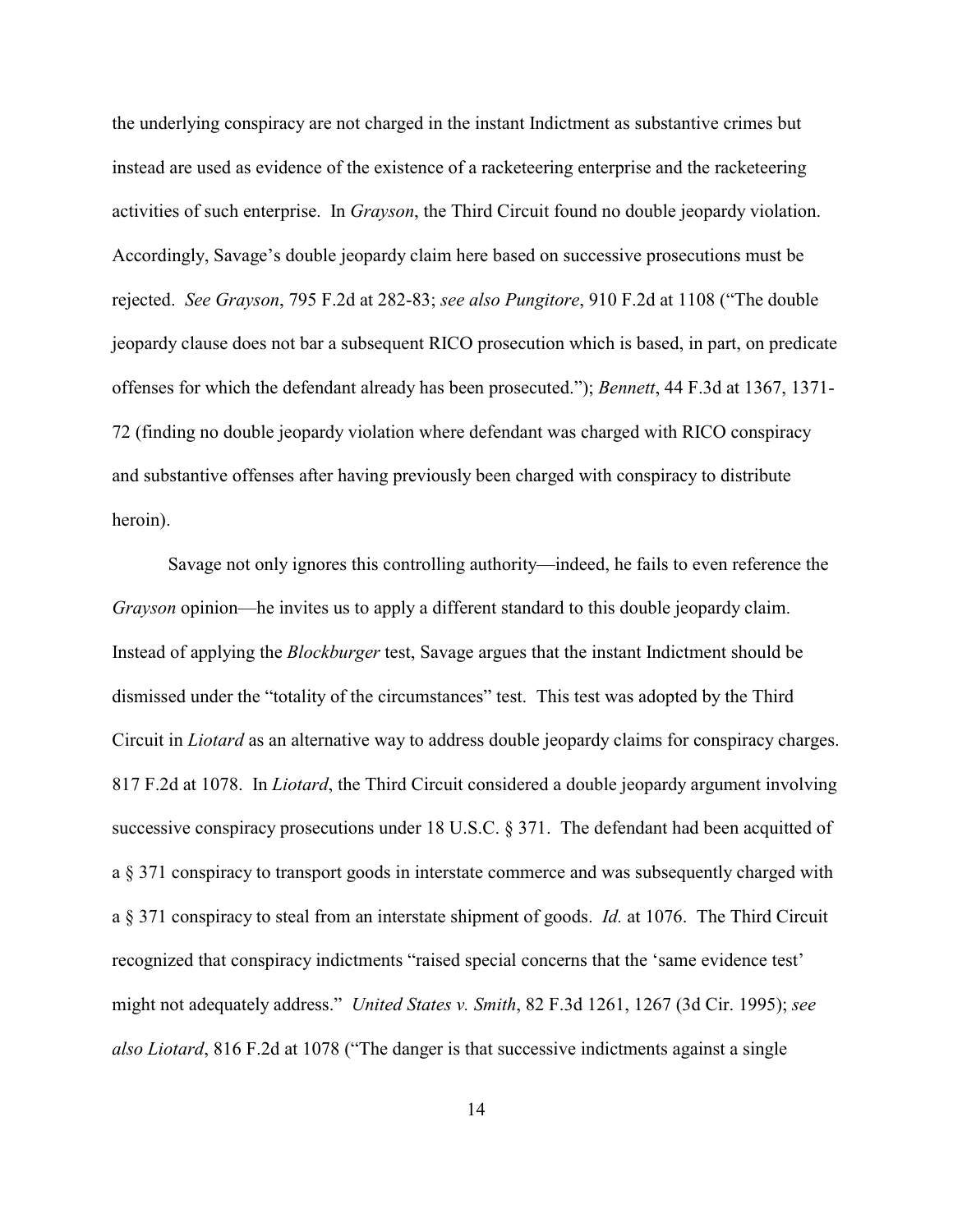the underlying conspiracy are not charged in the instant Indictment as substantive crimes but instead are used as evidence of the existence of a racketeering enterprise and the racketeering activities of such enterprise. In *Grayson*, the Third Circuit found no double jeopardy violation. Accordingly, Savage's double jeopardy claim here based on successive prosecutions must be rejected. *See Grayson*, 795 F.2d at 282-83; *see also Pungitore*, 910 F.2d at 1108 ("The double jeopardy clause does not bar a subsequent RICO prosecution which is based, in part, on predicate offenses for which the defendant already has been prosecuted."); *Bennett*, 44 F.3d at 1367, 1371-72 (finding no double jeopardy violation where defendant was charged with RICO conspiracy and substantive offenses after having previously been charged with conspiracy to distribute heroin).

Savage not only ignores this controlling authority—indeed, he fails to even reference the *Grayson* opinion—he invites us to apply a different standard to this double jeopardy claim. Instead of applying the *Blockburger* test, Savage argues that the instant Indictment should be dismissed under the "totality of the circumstances" test. This test was adopted by the Third Circuit in *Liotard* as an alternative way to address double jeopardy claims for conspiracy charges. 817 F.2d at 1078. In *Liotard*, the Third Circuit considered a double jeopardy argument involving successive conspiracy prosecutions under 18 U.S.C. § 371. The defendant had been acquitted of a § 371 conspiracy to transport goods in interstate commerce and was subsequently charged with a § 371 conspiracy to steal from an interstate shipment of goods. *Id.* at 1076. The Third Circuit recognized that conspiracy indictments "raised special concerns that the 'same evidence test' might not adequately address." *United States v. Smith*, 82 F.3d 1261, 1267 (3d Cir. 1995); *see also Liotard*, 816 F.2d at 1078 ("The danger is that successive indictments against a single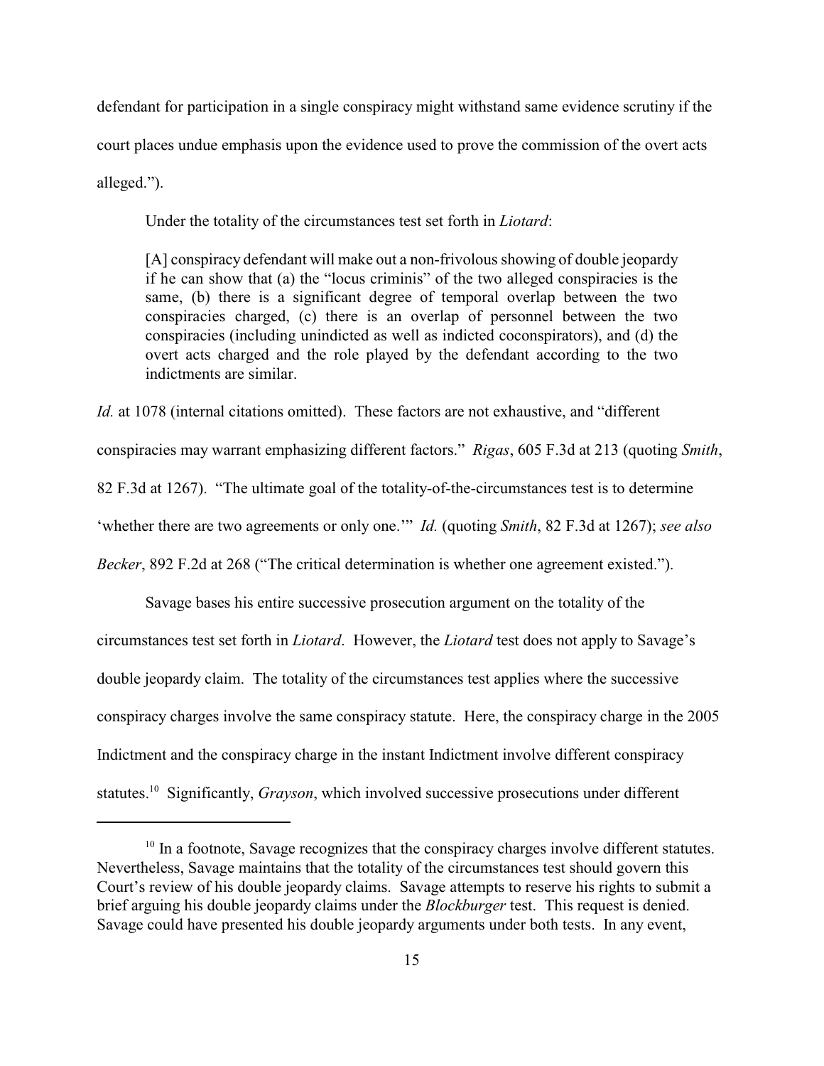defendant for participation in a single conspiracy might withstand same evidence scrutiny if the court places undue emphasis upon the evidence used to prove the commission of the overt acts alleged.").

Under the totality of the circumstances test set forth in *Liotard*:

> [A] conspiracy defendant will make out a non-frivolous showing of double jeopardy if he can show that (a) the "locus criminis" of the two alleged conspiracies is the same, (b) there is a significant degree of temporal overlap between the two conspiracies charged, (c) there is an overlap of personnel between the two conspiracies (including unindicted as well as indicted coconspirators), and (d) the overt acts charged and the role played by the defendant according to the two indictments are similar.

*Id.* at 1078 (internal citations omitted). These factors are not exhaustive, and "different conspiracies may warrant emphasizing different factors." *Rigas*, 605 F.3d at 213 (quoting *Smith*, 82 F.3d at 1267). "The ultimate goal of the totality-of-the-circumstances test is to determine 'whether there are two agreements or only one.'" *Id.* (quoting *Smith*, 82 F.3d at 1267); *see also Becker*, 892 F.2d at 268 ("The critical determination is whether one agreement existed.").

Savage bases his entire successive prosecution argument on the totality of the circumstances test set forth in *Liotard*. However, the *Liotard* test does not apply to Savage's double jeopardy claim. The totality of the circumstances test applies where the successive conspiracy charges involve the same conspiracy statute. Here, the conspiracy charge in the 2005 Indictment and the conspiracy charge in the instant Indictment involve different conspiracy statutes.[10] Significantly, *Grayson*, which involved successive prosecutions under different

[10] In a footnote, Savage recognizes that the conspiracy charges involve different statutes. Nevertheless, Savage maintains that the totality of the circumstances test should govern this Court's review of his double jeopardy claims. Savage attempts to reserve his rights to submit a brief arguing his double jeopardy claims under the *Blockburger* test. This request is denied. Savage could have presented his double jeopardy arguments under both tests. In any event,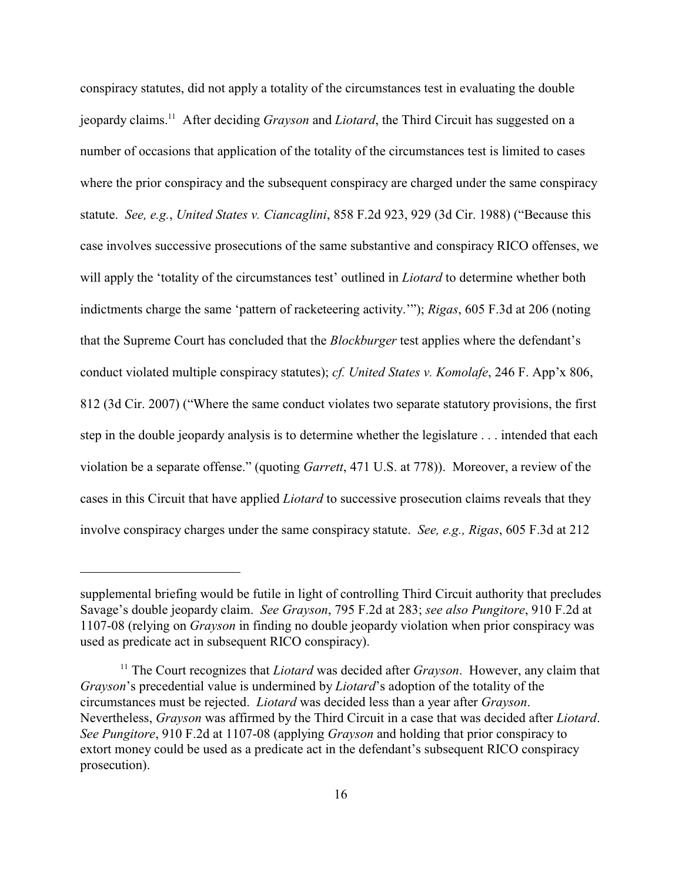conspiracy statutes, did not apply a totality of the circumstances test in evaluating the double jeopardy claims.[11] After deciding *Grayson* and *Liotard*, the Third Circuit has suggested on a number of occasions that application of the totality of the circumstances test is limited to cases where the prior conspiracy and the subsequent conspiracy are charged under the same conspiracy statute. *See, e.g.*, *United States v. Ciancaglini*, 858 F.2d 923, 929 (3d Cir. 1988) ("Because this case involves successive prosecutions of the same substantive and conspiracy RICO offenses, we will apply the 'totality of the circumstances test' outlined in *Liotard* to determine whether both indictments charge the same 'pattern of racketeering activity.'"); *Rigas*, 605 F.3d at 206 (noting that the Supreme Court has concluded that the *Blockburger* test applies where the defendant's conduct violated multiple conspiracy statutes); *cf. United States v. Komolafe*, 246 F. App'x 806, 812 (3d Cir. 2007) ("Where the same conduct violates two separate statutory provisions, the first step in the double jeopardy analysis is to determine whether the legislature . . . intended that each violation be a separate offense." (quoting *Garrett*, 471 U.S. at 778)). Moreover, a review of the cases in this Circuit that have applied *Liotard* to successive prosecution claims reveals that they involve conspiracy charges under the same conspiracy statute. *See, e.g., Rigas*, 605 F.3d at 212

---

supplemental briefing would be futile in light of controlling Third Circuit authority that precludes Savage's double jeopardy claim. *See Grayson*, 795 F.2d at 283; *see also Pungitore*, 910 F.2d at 1107-08 (relying on *Grayson* in finding no double jeopardy violation when prior conspiracy was used as predicate act in subsequent RICO conspiracy).

[11] The Court recognizes that *Liotard* was decided after *Grayson*. However, any claim that *Grayson*'s precedential value is undermined by *Liotard*'s adoption of the totality of the circumstances must be rejected. *Liotard* was decided less than a year after *Grayson*. Nevertheless, *Grayson* was affirmed by the Third Circuit in a case that was decided after *Liotard*. *See Pungitore*, 910 F.2d at 1107-08 (applying *Grayson* and holding that prior conspiracy to extort money could be used as a predicate act in the defendant's subsequent RICO conspiracy prosecution).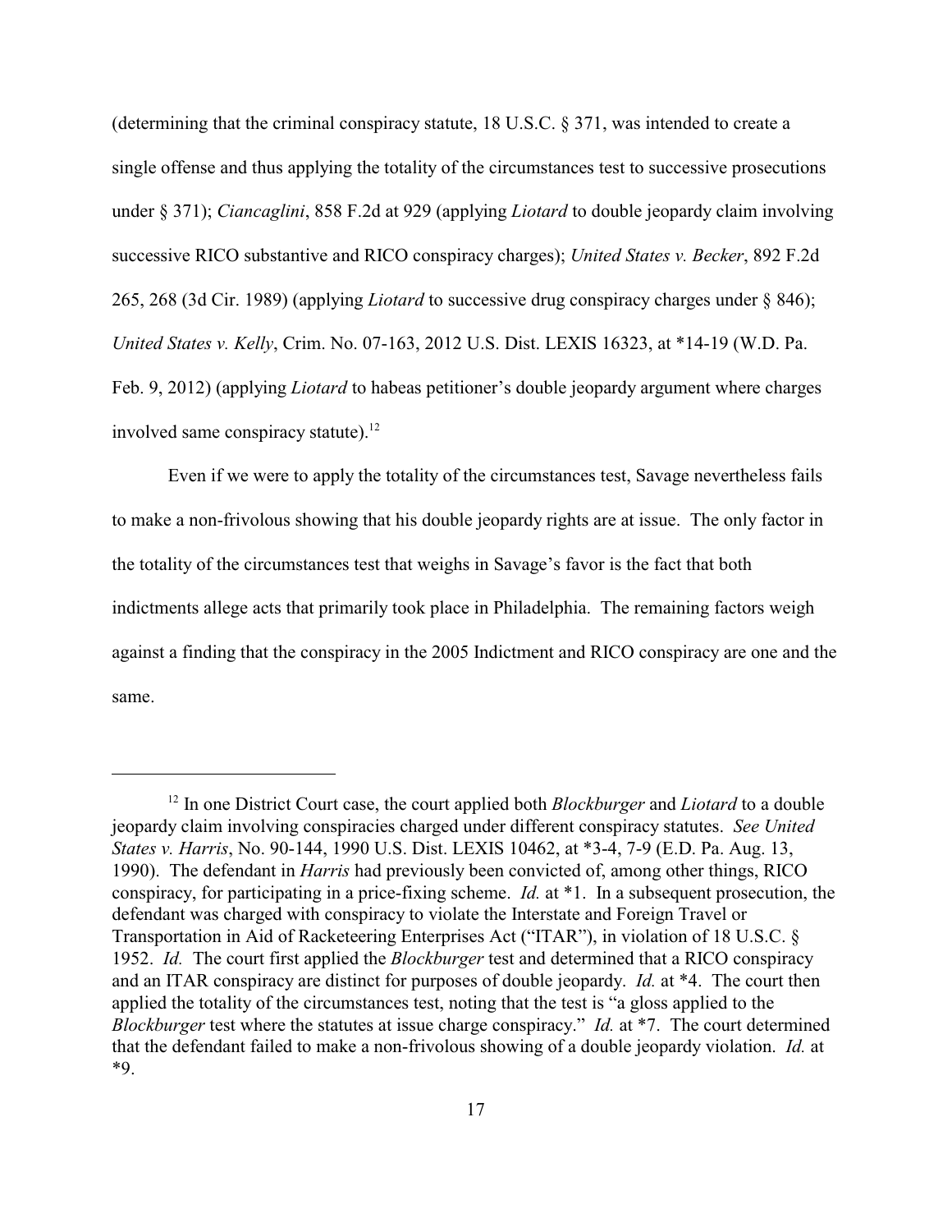(determining that the criminal conspiracy statute, 18 U.S.C. § 371, was intended to create a single offense and thus applying the totality of the circumstances test to successive prosecutions under § 371); *Ciancaglini*, 858 F.2d at 929 (applying *Liotard* to double jeopardy claim involving successive RICO substantive and RICO conspiracy charges); *United States v. Becker*, 892 F.2d 265, 268 (3d Cir. 1989) (applying *Liotard* to successive drug conspiracy charges under § 846); *United States v. Kelly*, Crim. No. 07-163, 2012 U.S. Dist. LEXIS 16323, at *14-19 (W.D. Pa. Feb. 9, 2012) (applying *Liotard* to habeas petitioner's double jeopardy argument where charges involved same conspiracy statute).[12]

Even if we were to apply the totality of the circumstances test, Savage nevertheless fails to make a non-frivolous showing that his double jeopardy rights are at issue. The only factor in the totality of the circumstances test that weighs in Savage's favor is the fact that both indictments allege acts that primarily took place in Philadelphia. The remaining factors weigh against a finding that the conspiracy in the 2005 Indictment and RICO conspiracy are one and the same.

---

[12] In one District Court case, the court applied both *Blockburger* and *Liotard* to a double jeopardy claim involving conspiracies charged under different conspiracy statutes. *See United States v. Harris*, No. 90-144, 1990 U.S. Dist. LEXIS 10462, at *3-4, 7-9 (E.D. Pa. Aug. 13, 1990). The defendant in *Harris* had previously been convicted of, among other things, RICO conspiracy, for participating in a price-fixing scheme. *Id.* at *1. In a subsequent prosecution, the defendant was charged with conspiracy to violate the Interstate and Foreign Travel or Transportation in Aid of Racketeering Enterprises Act ("ITAR"), in violation of 18 U.S.C. § 1952. *Id.* The court first applied the *Blockburger* test and determined that a RICO conspiracy and an ITAR conspiracy are distinct for purposes of double jeopardy. *Id.* at *4. The court then applied the totality of the circumstances test, noting that the test is "a gloss applied to the *Blockburger* test where the statutes at issue charge conspiracy." *Id.* at *7. The court determined that the defendant failed to make a non-frivolous showing of a double jeopardy violation. *Id.* at *9.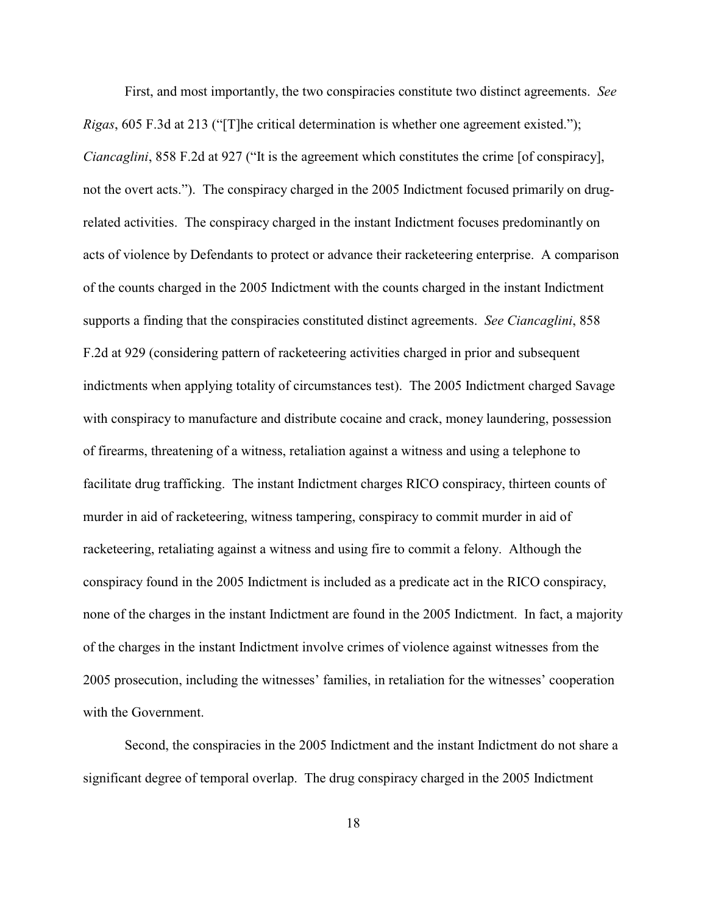First, and most importantly, the two conspiracies constitute two distinct agreements. *See Rigas*, 605 F.3d at 213 ("[T]he critical determination is whether one agreement existed."); *Ciancaglini*, 858 F.2d at 927 ("It is the agreement which constitutes the crime [of conspiracy], not the overt acts."). The conspiracy charged in the 2005 Indictment focused primarily on drug-related activities. The conspiracy charged in the instant Indictment focuses predominantly on acts of violence by Defendants to protect or advance their racketeering enterprise. A comparison of the counts charged in the 2005 Indictment with the counts charged in the instant Indictment supports a finding that the conspiracies constituted distinct agreements. *See Ciancaglini*, 858 F.2d at 929 (considering pattern of racketeering activities charged in prior and subsequent indictments when applying totality of circumstances test). The 2005 Indictment charged Savage with conspiracy to manufacture and distribute cocaine and crack, money laundering, possession of firearms, threatening of a witness, retaliation against a witness and using a telephone to facilitate drug trafficking. The instant Indictment charges RICO conspiracy, thirteen counts of murder in aid of racketeering, witness tampering, conspiracy to commit murder in aid of racketeering, retaliating against a witness and using fire to commit a felony. Although the conspiracy found in the 2005 Indictment is included as a predicate act in the RICO conspiracy, none of the charges in the instant Indictment are found in the 2005 Indictment. In fact, a majority of the charges in the instant Indictment involve crimes of violence against witnesses from the 2005 prosecution, including the witnesses' families, in retaliation for the witnesses' cooperation with the Government.

Second, the conspiracies in the 2005 Indictment and the instant Indictment do not share a significant degree of temporal overlap. The drug conspiracy charged in the 2005 Indictment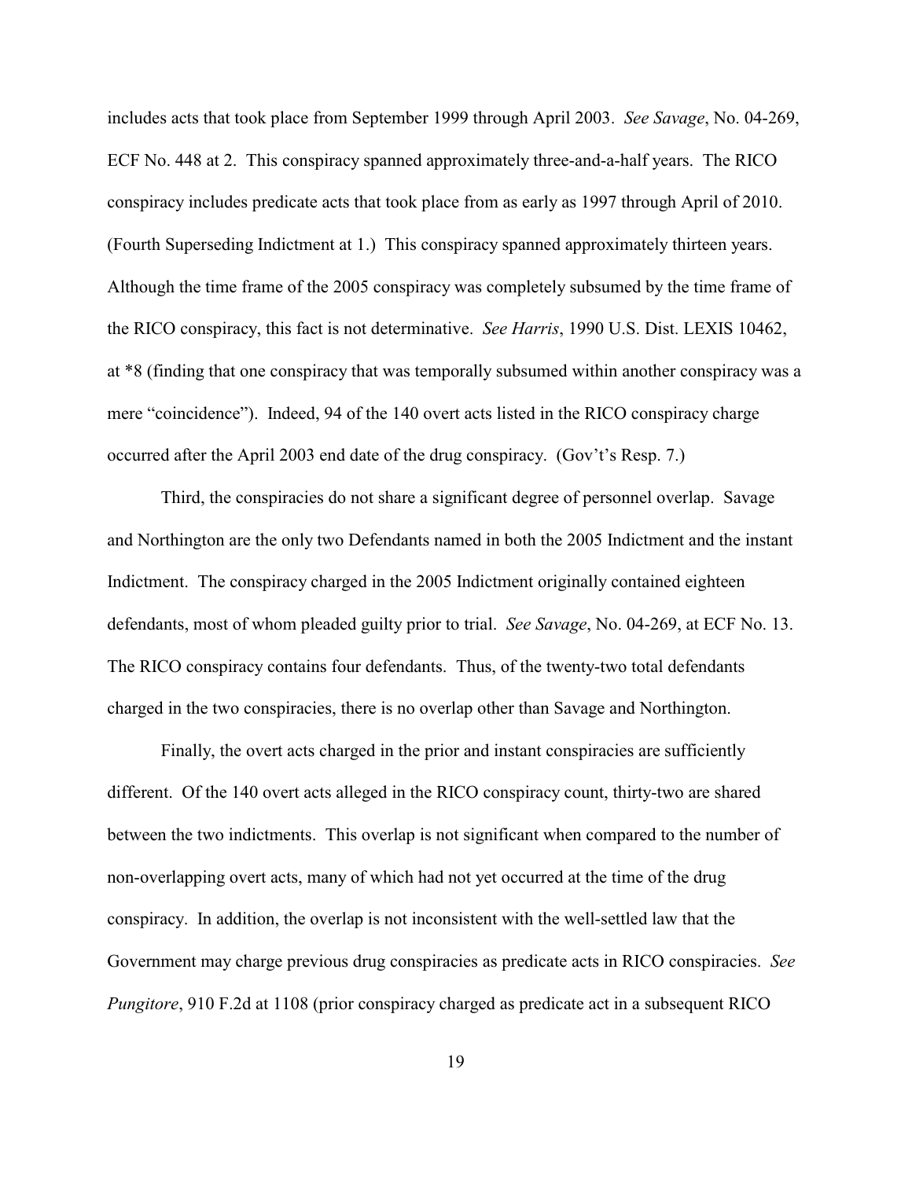includes acts that took place from September 1999 through April 2003. *See Savage*, No. 04-269, ECF No. 448 at 2. This conspiracy spanned approximately three-and-a-half years. The RICO conspiracy includes predicate acts that took place from as early as 1997 through April of 2010. (Fourth Superseding Indictment at 1.) This conspiracy spanned approximately thirteen years. Although the time frame of the 2005 conspiracy was completely subsumed by the time frame of the RICO conspiracy, this fact is not determinative. *See Harris*, 1990 U.S. Dist. LEXIS 10462, at *8 (finding that one conspiracy that was temporally subsumed within another conspiracy was a mere "coincidence"). Indeed, 94 of the 140 overt acts listed in the RICO conspiracy charge occurred after the April 2003 end date of the drug conspiracy. (Gov't's Resp. 7.)

Third, the conspiracies do not share a significant degree of personnel overlap. Savage and Northington are the only two Defendants named in both the 2005 Indictment and the instant Indictment. The conspiracy charged in the 2005 Indictment originally contained eighteen defendants, most of whom pleaded guilty prior to trial. *See Savage*, No. 04-269, at ECF No. 13. The RICO conspiracy contains four defendants. Thus, of the twenty-two total defendants charged in the two conspiracies, there is no overlap other than Savage and Northington.

Finally, the overt acts charged in the prior and instant conspiracies are sufficiently different. Of the 140 overt acts alleged in the RICO conspiracy count, thirty-two are shared between the two indictments. This overlap is not significant when compared to the number of non-overlapping overt acts, many of which had not yet occurred at the time of the drug conspiracy. In addition, the overlap is not inconsistent with the well-settled law that the Government may charge previous drug conspiracies as predicate acts in RICO conspiracies. *See Pungitore*, 910 F.2d at 1108 (prior conspiracy charged as predicate act in a subsequent RICO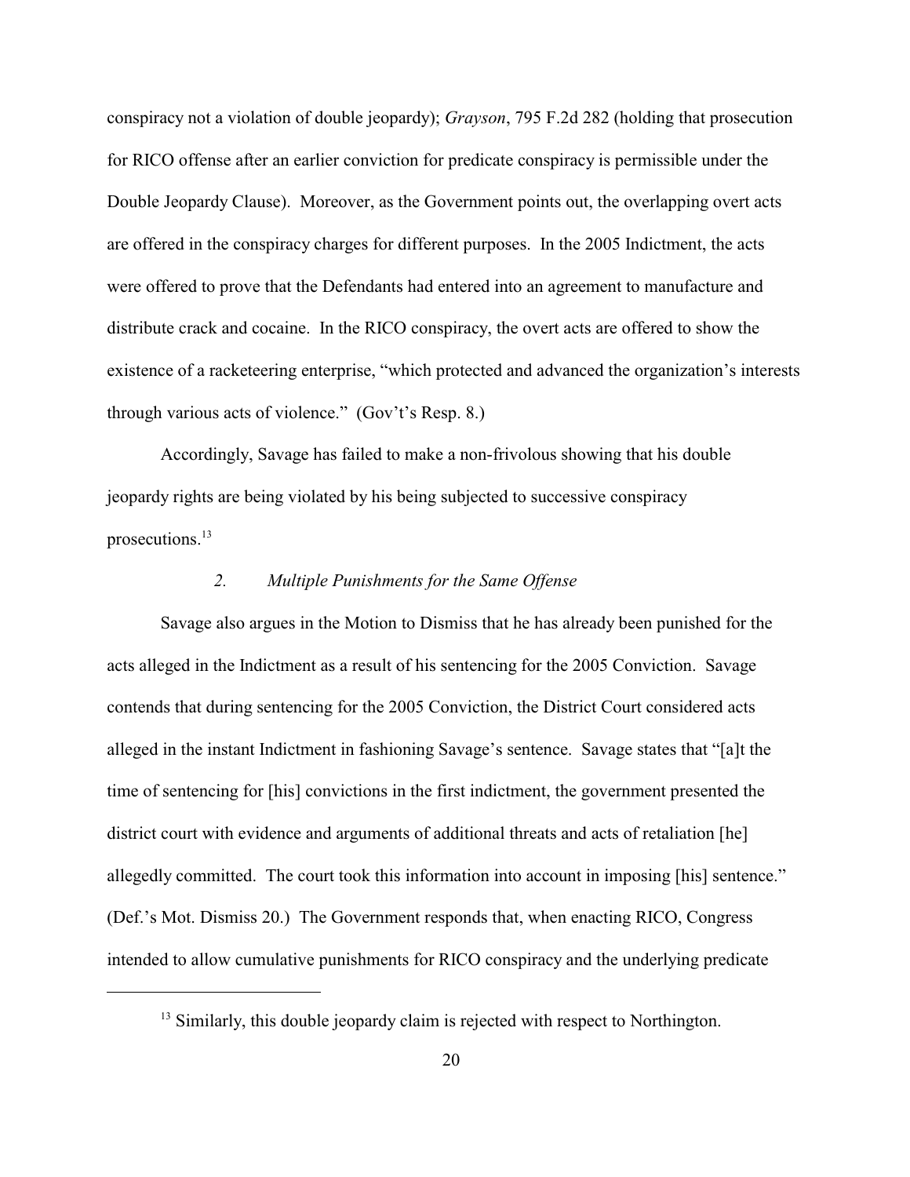conspiracy not a violation of double jeopardy); *Grayson*, 795 F.2d 282 (holding that prosecution for RICO offense after an earlier conviction for predicate conspiracy is permissible under the Double Jeopardy Clause). Moreover, as the Government points out, the overlapping overt acts are offered in the conspiracy charges for different purposes. In the 2005 Indictment, the acts were offered to prove that the Defendants had entered into an agreement to manufacture and distribute crack and cocaine. In the RICO conspiracy, the overt acts are offered to show the existence of a racketeering enterprise, "which protected and advanced the organization's interests through various acts of violence." (Gov't's Resp. 8.)

Accordingly, Savage has failed to make a non-frivolous showing that his double jeopardy rights are being violated by his being subjected to successive conspiracy prosecutions.[13]

### *2. Multiple Punishments for the Same Offense*

Savage also argues in the Motion to Dismiss that he has already been punished for the acts alleged in the Indictment as a result of his sentencing for the 2005 Conviction. Savage contends that during sentencing for the 2005 Conviction, the District Court considered acts alleged in the instant Indictment in fashioning Savage's sentence. Savage states that "[a]t the time of sentencing for [his] convictions in the first indictment, the government presented the district court with evidence and arguments of additional threats and acts of retaliation [he] allegedly committed. The court took this information into account in imposing [his] sentence." (Def.'s Mot. Dismiss 20.) The Government responds that, when enacting RICO, Congress intended to allow cumulative punishments for RICO conspiracy and the underlying predicate

---

[13] Similarly, this double jeopardy claim is rejected with respect to Northington.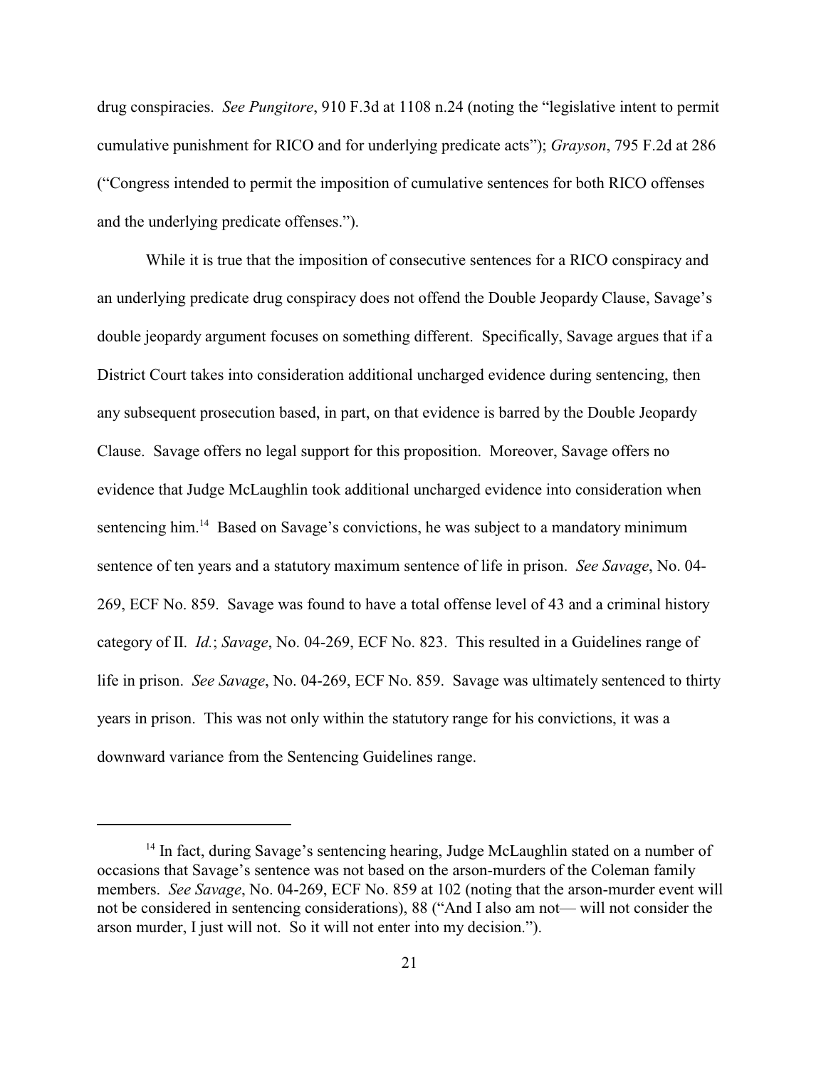drug conspiracies. *See Pungitore*, 910 F.3d at 1108 n.24 (noting the "legislative intent to permit cumulative punishment for RICO and for underlying predicate acts"); *Grayson*, 795 F.2d at 286 ("Congress intended to permit the imposition of cumulative sentences for both RICO offenses and the underlying predicate offenses.").

While it is true that the imposition of consecutive sentences for a RICO conspiracy and an underlying predicate drug conspiracy does not offend the Double Jeopardy Clause, Savage's double jeopardy argument focuses on something different. Specifically, Savage argues that if a District Court takes into consideration additional uncharged evidence during sentencing, then any subsequent prosecution based, in part, on that evidence is barred by the Double Jeopardy Clause. Savage offers no legal support for this proposition. Moreover, Savage offers no evidence that Judge McLaughlin took additional uncharged evidence into consideration when sentencing him.[14] Based on Savage's convictions, he was subject to a mandatory minimum sentence of ten years and a statutory maximum sentence of life in prison. *See Savage*, No. 04-269, ECF No. 859. Savage was found to have a total offense level of 43 and a criminal history category of II. *Id.*; *Savage*, No. 04-269, ECF No. 823. This resulted in a Guidelines range of life in prison. *See Savage*, No. 04-269, ECF No. 859. Savage was ultimately sentenced to thirty years in prison. This was not only within the statutory range for his convictions, it was a downward variance from the Sentencing Guidelines range.

---

[14] In fact, during Savage's sentencing hearing, Judge McLaughlin stated on a number of occasions that Savage's sentence was not based on the arson-murders of the Coleman family members. *See Savage*, No. 04-269, ECF No. 859 at 102 (noting that the arson-murder event will not be considered in sentencing considerations), 88 ("And I also am not— will not consider the arson murder, I just will not. So it will not enter into my decision.").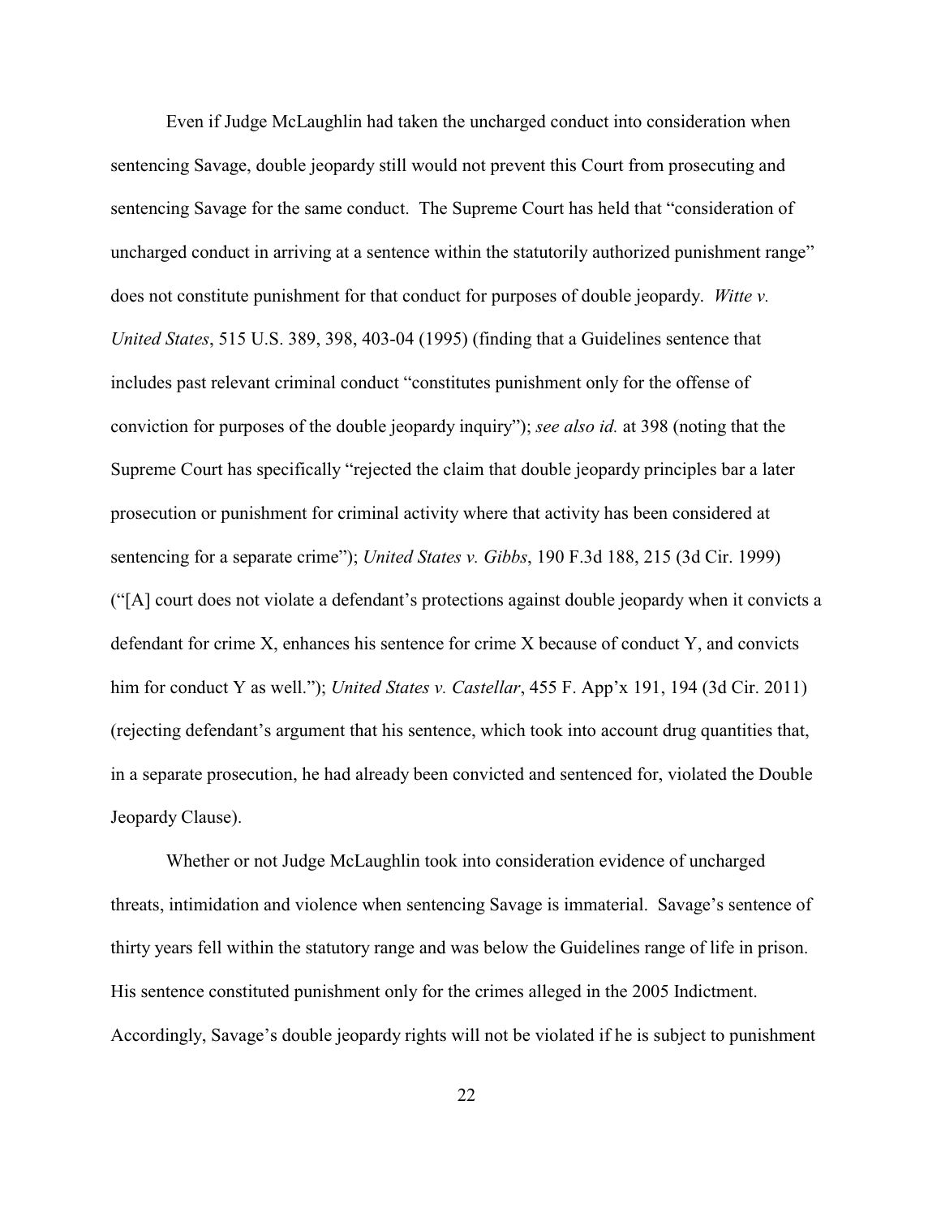Even if Judge McLaughlin had taken the uncharged conduct into consideration when sentencing Savage, double jeopardy still would not prevent this Court from prosecuting and sentencing Savage for the same conduct. The Supreme Court has held that "consideration of uncharged conduct in arriving at a sentence within the statutorily authorized punishment range" does not constitute punishment for that conduct for purposes of double jeopardy. *Witte v. United States*, 515 U.S. 389, 398, 403-04 (1995) (finding that a Guidelines sentence that includes past relevant criminal conduct "constitutes punishment only for the offense of conviction for purposes of the double jeopardy inquiry"); *see also id.* at 398 (noting that the Supreme Court has specifically "rejected the claim that double jeopardy principles bar a later prosecution or punishment for criminal activity where that activity has been considered at sentencing for a separate crime"); *United States v. Gibbs*, 190 F.3d 188, 215 (3d Cir. 1999) ("[A] court does not violate a defendant's protections against double jeopardy when it convicts a defendant for crime X, enhances his sentence for crime X because of conduct Y, and convicts him for conduct Y as well."); *United States v. Castellar*, 455 F. App'x 191, 194 (3d Cir. 2011) (rejecting defendant's argument that his sentence, which took into account drug quantities that, in a separate prosecution, he had already been convicted and sentenced for, violated the Double Jeopardy Clause).

Whether or not Judge McLaughlin took into consideration evidence of uncharged threats, intimidation and violence when sentencing Savage is immaterial. Savage's sentence of thirty years fell within the statutory range and was below the Guidelines range of life in prison. His sentence constituted punishment only for the crimes alleged in the 2005 Indictment. Accordingly, Savage's double jeopardy rights will not be violated if he is subject to punishment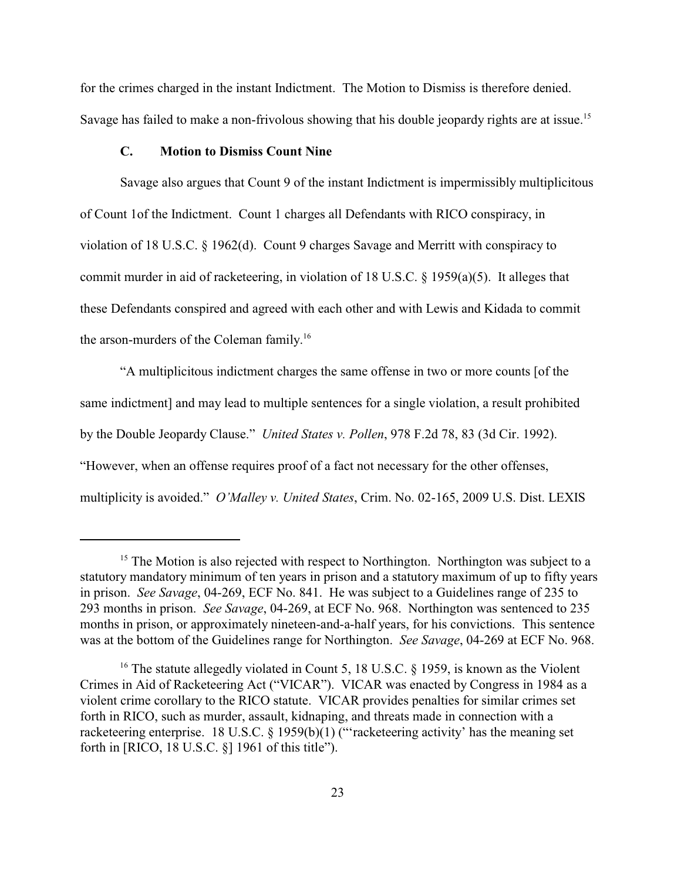for the crimes charged in the instant Indictment. The Motion to Dismiss is therefore denied. Savage has failed to make a non-frivolous showing that his double jeopardy rights are at issue.[15]

### C. Motion to Dismiss Count Nine

Savage also argues that Count 9 of the instant Indictment is impermissibly multiplicitous of Count 1of the Indictment. Count 1 charges all Defendants with RICO conspiracy, in violation of 18 U.S.C. § 1962(d). Count 9 charges Savage and Merritt with conspiracy to commit murder in aid of racketeering, in violation of 18 U.S.C. § 1959(a)(5). It alleges that these Defendants conspired and agreed with each other and with Lewis and Kidada to commit the arson-murders of the Coleman family.[16]

"A multiplicitous indictment charges the same offense in two or more counts [of the same indictment] and may lead to multiple sentences for a single violation, a result prohibited by the Double Jeopardy Clause." *United States v. Pollen*, 978 F.2d 78, 83 (3d Cir. 1992). "However, when an offense requires proof of a fact not necessary for the other offenses, multiplicity is avoided." *O'Malley v. United States*, Crim. No. 02-165, 2009 U.S. Dist. LEXIS

---

[15] The Motion is also rejected with respect to Northington. Northington was subject to a statutory mandatory minimum of ten years in prison and a statutory maximum of up to fifty years in prison. *See Savage*, 04-269, ECF No. 841. He was subject to a Guidelines range of 235 to 293 months in prison. *See Savage*, 04-269, at ECF No. 968. Northington was sentenced to 235 months in prison, or approximately nineteen-and-a-half years, for his convictions. This sentence was at the bottom of the Guidelines range for Northington. *See Savage*, 04-269 at ECF No. 968.

[16] The statute allegedly violated in Count 5, 18 U.S.C. § 1959, is known as the Violent Crimes in Aid of Racketeering Act ("VICAR"). VICAR was enacted by Congress in 1984 as a violent crime corollary to the RICO statute. VICAR provides penalties for similar crimes set forth in RICO, such as murder, assault, kidnaping, and threats made in connection with a racketeering enterprise. 18 U.S.C. § 1959(b)(1) ("'racketeering activity' has the meaning set forth in [RICO, 18 U.S.C. §] 1961 of this title").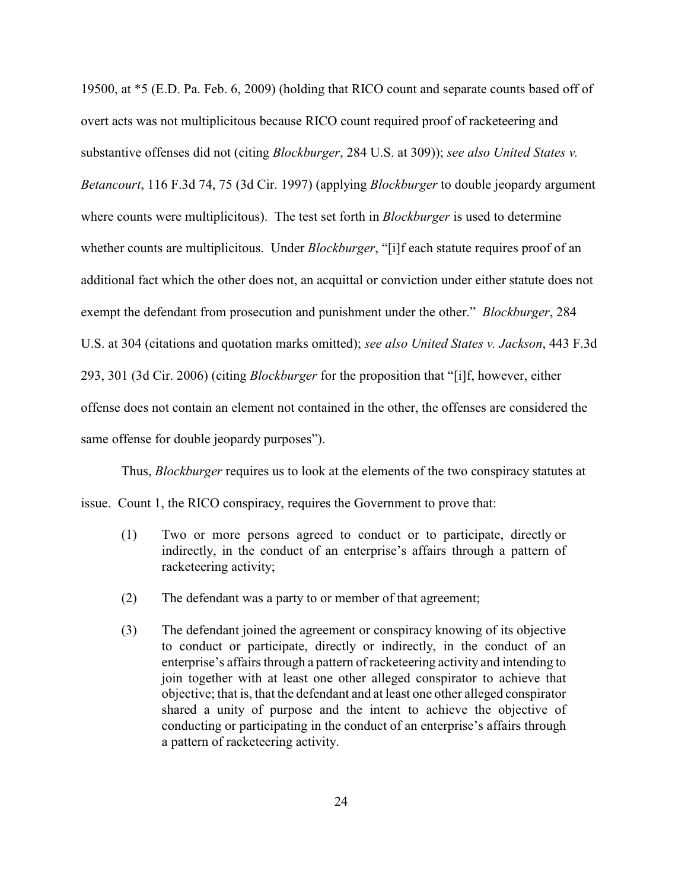19500, at *5 (E.D. Pa. Feb. 6, 2009) (holding that RICO count and separate counts based off of overt acts was not multiplicitous because RICO count required proof of racketeering and substantive offenses did not (citing *Blockburger*, 284 U.S. at 309)); *see also United States v. Betancourt*, 116 F.3d 74, 75 (3d Cir. 1997) (applying *Blockburger* to double jeopardy argument where counts were multiplicitous). The test set forth in *Blockburger* is used to determine whether counts are multiplicitous. Under *Blockburger*, "[i]f each statute requires proof of an additional fact which the other does not, an acquittal or conviction under either statute does not exempt the defendant from prosecution and punishment under the other." *Blockburger*, 284 U.S. at 304 (citations and quotation marks omitted); *see also United States v. Jackson*, 443 F.3d 293, 301 (3d Cir. 2006) (citing *Blockburger* for the proposition that "[i]f, however, either offense does not contain an element not contained in the other, the offenses are considered the same offense for double jeopardy purposes").

Thus, *Blockburger* requires us to look at the elements of the two conspiracy statutes at issue. Count 1, the RICO conspiracy, requires the Government to prove that:

(1) Two or more persons agreed to conduct or to participate, directly or indirectly, in the conduct of an enterprise's affairs through a pattern of racketeering activity;

(2) The defendant was a party to or member of that agreement;

(3) The defendant joined the agreement or conspiracy knowing of its objective to conduct or participate, directly or indirectly, in the conduct of an enterprise's affairs through a pattern of racketeering activity and intending to join together with at least one other alleged conspirator to achieve that objective; that is, that the defendant and at least one other alleged conspirator shared a unity of purpose and the intent to achieve the objective of conducting or participating in the conduct of an enterprise's affairs through a pattern of racketeering activity.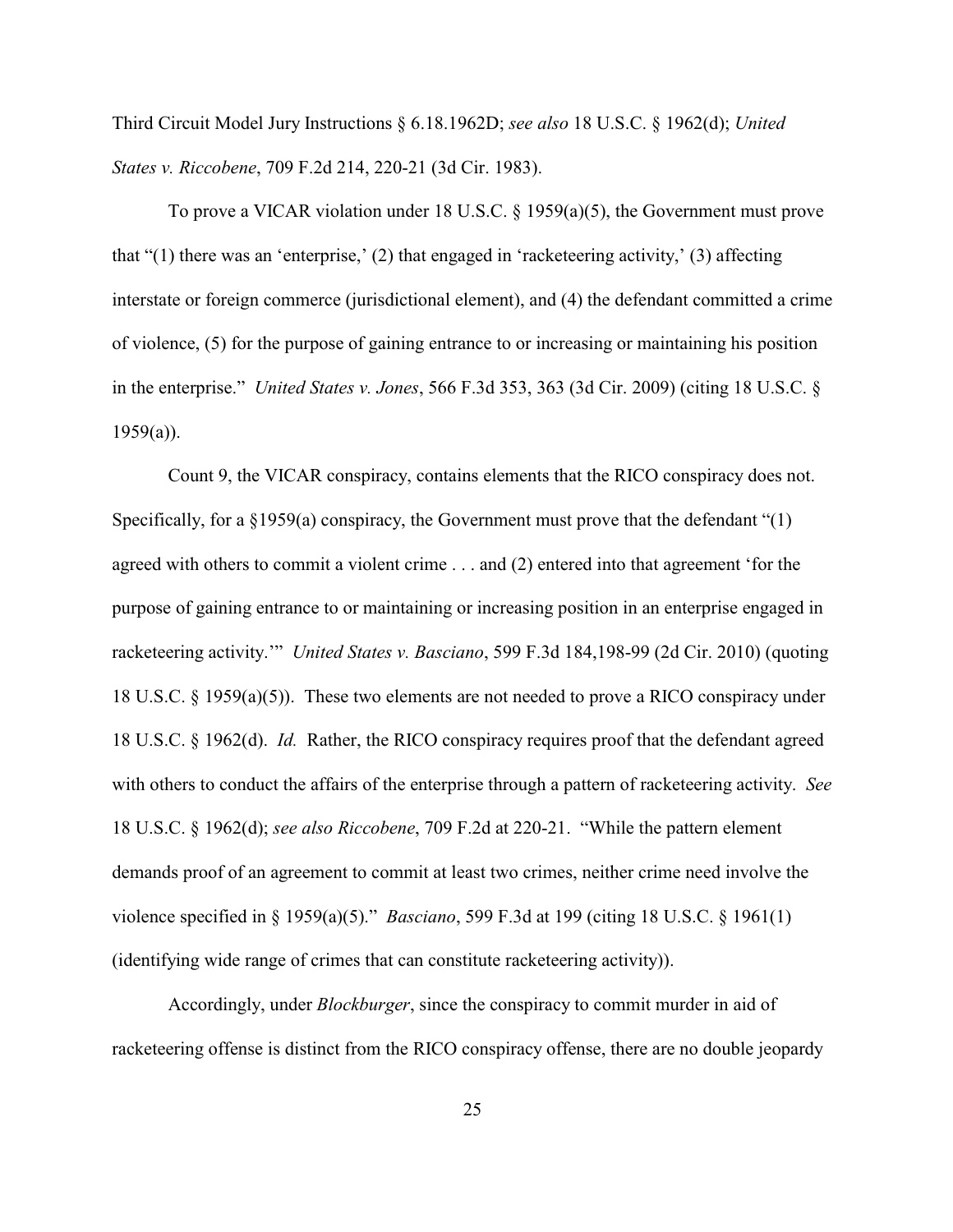Third Circuit Model Jury Instructions § 6.18.1962D; *see also* 18 U.S.C. § 1962(d); *United States v. Riccobene*, 709 F.2d 214, 220-21 (3d Cir. 1983).

To prove a VICAR violation under 18 U.S.C. § 1959(a)(5), the Government must prove that "(1) there was an 'enterprise,' (2) that engaged in 'racketeering activity,' (3) affecting interstate or foreign commerce (jurisdictional element), and (4) the defendant committed a crime of violence, (5) for the purpose of gaining entrance to or increasing or maintaining his position in the enterprise." *United States v. Jones*, 566 F.3d 353, 363 (3d Cir. 2009) (citing 18 U.S.C. § 1959(a)).

Count 9, the VICAR conspiracy, contains elements that the RICO conspiracy does not. Specifically, for a §1959(a) conspiracy, the Government must prove that the defendant "(1) agreed with others to commit a violent crime . . . and (2) entered into that agreement 'for the purpose of gaining entrance to or maintaining or increasing position in an enterprise engaged in racketeering activity.'" *United States v. Basciano*, 599 F.3d 184,198-99 (2d Cir. 2010) (quoting 18 U.S.C. § 1959(a)(5)). These two elements are not needed to prove a RICO conspiracy under 18 U.S.C. § 1962(d). *Id.* Rather, the RICO conspiracy requires proof that the defendant agreed with others to conduct the affairs of the enterprise through a pattern of racketeering activity. *See* 18 U.S.C. § 1962(d); *see also Riccobene*, 709 F.2d at 220-21. "While the pattern element demands proof of an agreement to commit at least two crimes, neither crime need involve the violence specified in § 1959(a)(5)." *Basciano*, 599 F.3d at 199 (citing 18 U.S.C. § 1961(1) (identifying wide range of crimes that can constitute racketeering activity)).

Accordingly, under *Blockburger*, since the conspiracy to commit murder in aid of racketeering offense is distinct from the RICO conspiracy offense, there are no double jeopardy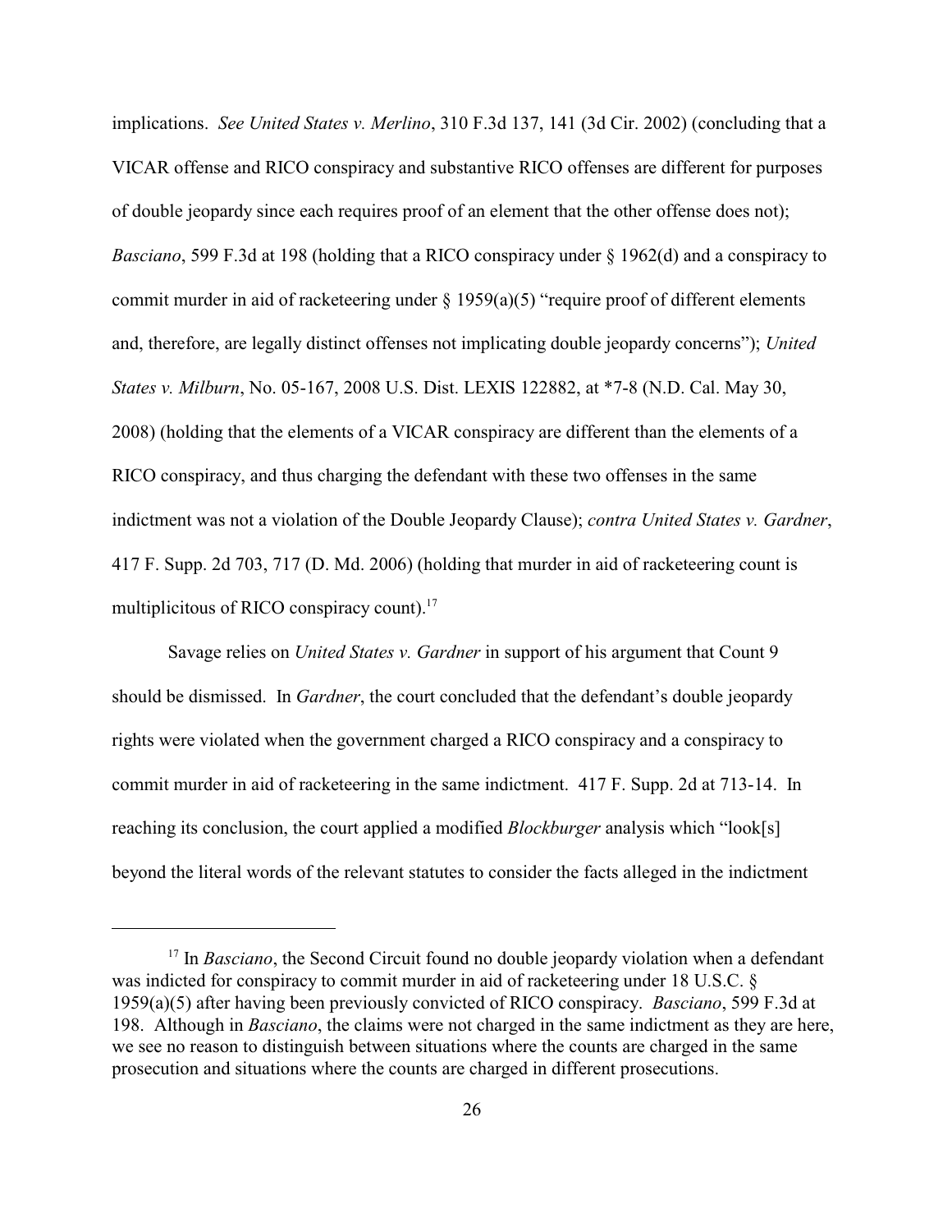implications. *See United States v. Merlino*, 310 F.3d 137, 141 (3d Cir. 2002) (concluding that a VICAR offense and RICO conspiracy and substantive RICO offenses are different for purposes of double jeopardy since each requires proof of an element that the other offense does not); *Basciano*, 599 F.3d at 198 (holding that a RICO conspiracy under § 1962(d) and a conspiracy to commit murder in aid of racketeering under § 1959(a)(5) "require proof of different elements and, therefore, are legally distinct offenses not implicating double jeopardy concerns"); *United States v. Milburn*, No. 05-167, 2008 U.S. Dist. LEXIS 122882, at *7-8 (N.D. Cal. May 30, 2008) (holding that the elements of a VICAR conspiracy are different than the elements of a RICO conspiracy, and thus charging the defendant with these two offenses in the same indictment was not a violation of the Double Jeopardy Clause); *contra United States v. Gardner*, 417 F. Supp. 2d 703, 717 (D. Md. 2006) (holding that murder in aid of racketeering count is multiplicitous of RICO conspiracy count).[17]

Savage relies on *United States v. Gardner* in support of his argument that Count 9 should be dismissed. In *Gardner*, the court concluded that the defendant's double jeopardy rights were violated when the government charged a RICO conspiracy and a conspiracy to commit murder in aid of racketeering in the same indictment. 417 F. Supp. 2d at 713-14. In reaching its conclusion, the court applied a modified *Blockburger* analysis which "look[s] beyond the literal words of the relevant statutes to consider the facts alleged in the indictment

---

[17] In *Basciano*, the Second Circuit found no double jeopardy violation when a defendant was indicted for conspiracy to commit murder in aid of racketeering under 18 U.S.C. § 1959(a)(5) after having been previously convicted of RICO conspiracy. *Basciano*, 599 F.3d at 198. Although in *Basciano*, the claims were not charged in the same indictment as they are here, we see no reason to distinguish between situations where the counts are charged in the same prosecution and situations where the counts are charged in different prosecutions.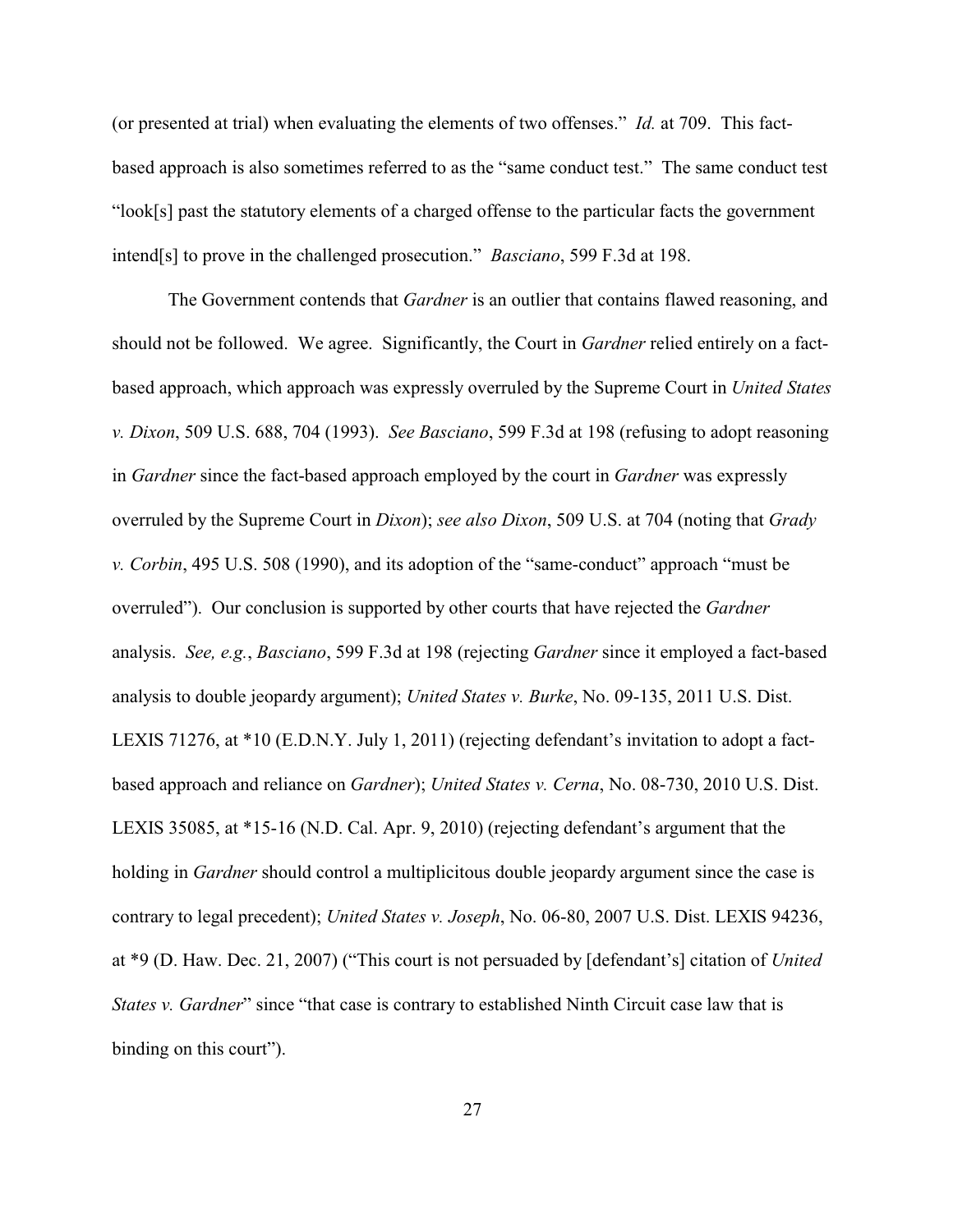(or presented at trial) when evaluating the elements of two offenses." *Id.* at 709. This fact-based approach is also sometimes referred to as the "same conduct test." The same conduct test "look[s] past the statutory elements of a charged offense to the particular facts the government intend[s] to prove in the challenged prosecution." *Basciano*, 599 F.3d at 198.

The Government contends that *Gardner* is an outlier that contains flawed reasoning, and should not be followed. We agree. Significantly, the Court in *Gardner* relied entirely on a fact-based approach, which approach was expressly overruled by the Supreme Court in *United States v. Dixon*, 509 U.S. 688, 704 (1993). *See Basciano*, 599 F.3d at 198 (refusing to adopt reasoning in *Gardner* since the fact-based approach employed by the court in *Gardner* was expressly overruled by the Supreme Court in *Dixon*); *see also Dixon*, 509 U.S. at 704 (noting that *Grady v. Corbin*, 495 U.S. 508 (1990), and its adoption of the "same-conduct" approach "must be overruled"). Our conclusion is supported by other courts that have rejected the *Gardner* analysis. *See, e.g.*, *Basciano*, 599 F.3d at 198 (rejecting *Gardner* since it employed a fact-based analysis to double jeopardy argument); *United States v. Burke*, No. 09-135, 2011 U.S. Dist. LEXIS 71276, at *10 (E.D.N.Y. July 1, 2011) (rejecting defendant's invitation to adopt a fact-based approach and reliance on *Gardner*); *United States v. Cerna*, No. 08-730, 2010 U.S. Dist. LEXIS 35085, at *15-16 (N.D. Cal. Apr. 9, 2010) (rejecting defendant's argument that the holding in *Gardner* should control a multiplicitous double jeopardy argument since the case is contrary to legal precedent); *United States v. Joseph*, No. 06-80, 2007 U.S. Dist. LEXIS 94236, at *9 (D. Haw. Dec. 21, 2007) ("This court is not persuaded by [defendant's] citation of *United States v. Gardner*" since "that case is contrary to established Ninth Circuit case law that is binding on this court").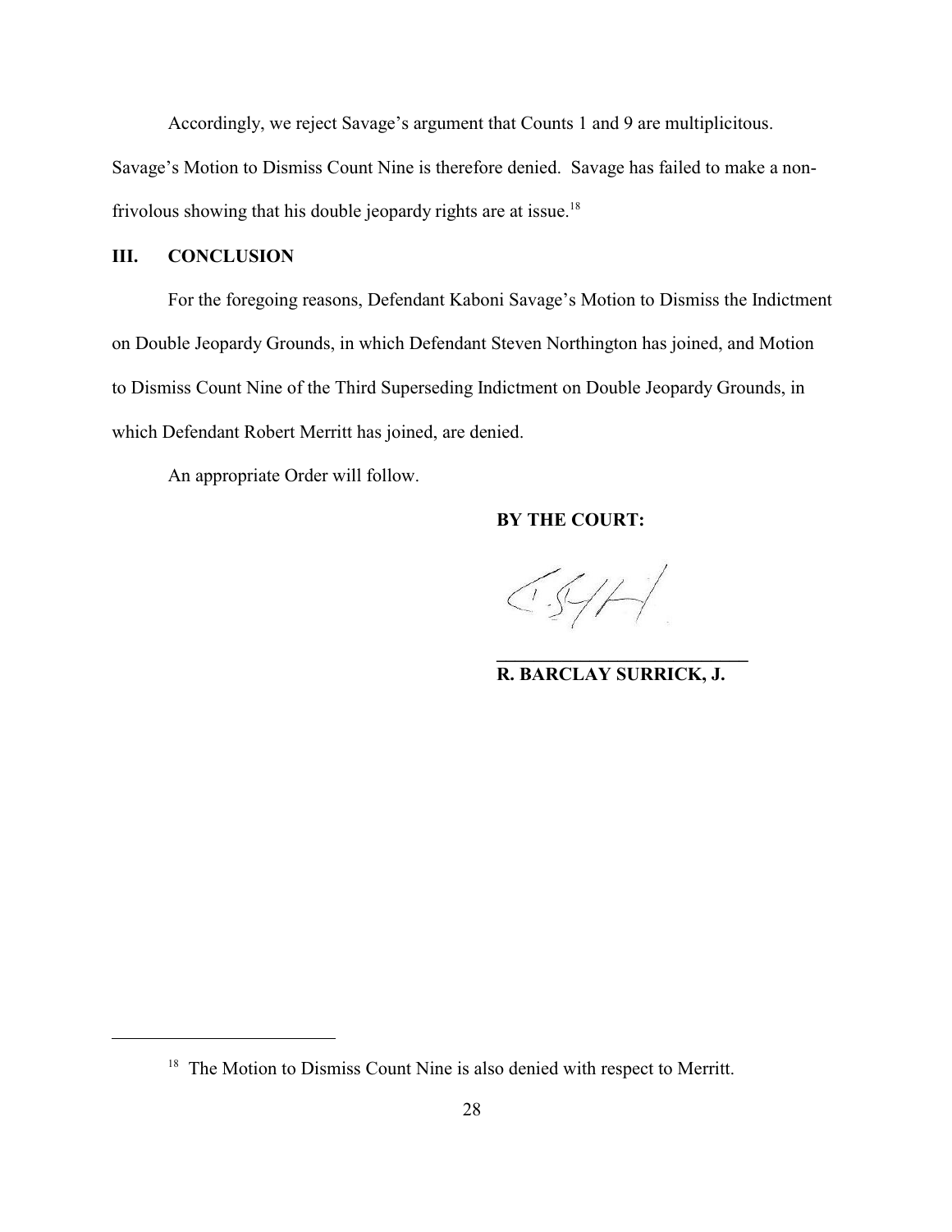Accordingly, we reject Savage's argument that Counts 1 and 9 are multiplicitous. Savage's Motion to Dismiss Count Nine is therefore denied. Savage has failed to make a non-frivolous showing that his double jeopardy rights are at issue.[18]

## III. CONCLUSION

For the foregoing reasons, Defendant Kaboni Savage's Motion to Dismiss the Indictment on Double Jeopardy Grounds, in which Defendant Steven Northington has joined, and Motion to Dismiss Count Nine of the Third Superseding Indictment on Double Jeopardy Grounds, in which Defendant Robert Merritt has joined, are denied.

An appropriate Order will follow.

**BY THE COURT:**

**R. BARCLAY SURRICK, J.**

---

[18] The Motion to Dismiss Count Nine is also denied with respect to Merritt.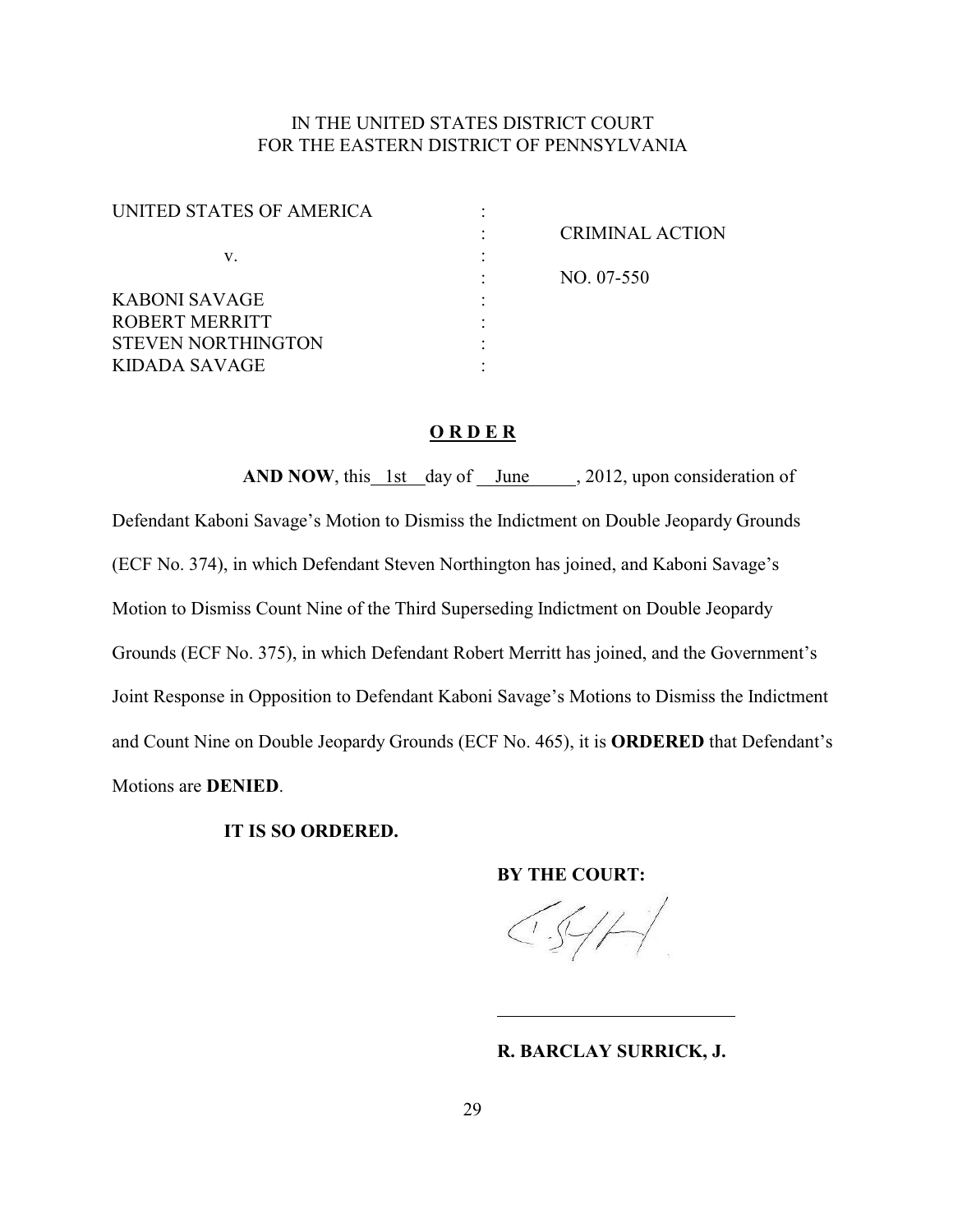IN THE UNITED STATES DISTRICT COURT
FOR THE EASTERN DISTRICT OF PENNSYLVANIA

| | | |
|---|---|---|
| UNITED STATES OF AMERICA | : | |
| | : | CRIMINAL ACTION |
| v. | : | |
| | : | NO. 07-550 |
| KABONI SAVAGE | : | |
| ROBERT MERRITT | : | |
| STEVEN NORTHINGTON | : | |
| KIDADA SAVAGE | : | |

## O R D E R

**AND NOW**, this 1st day of June, 2012, upon consideration of Defendant Kaboni Savage's Motion to Dismiss the Indictment on Double Jeopardy Grounds (ECF No. 374), in which Defendant Steven Northington has joined, and Kaboni Savage's Motion to Dismiss Count Nine of the Third Superseding Indictment on Double Jeopardy Grounds (ECF No. 375), in which Defendant Robert Merritt has joined, and the Government's Joint Response in Opposition to Defendant Kaboni Savage's Motions to Dismiss the Indictment and Count Nine on Double Jeopardy Grounds (ECF No. 465), it is **ORDERED** that Defendant's Motions are **DENIED**.

**IT IS SO ORDERED.**

**BY THE COURT:**

**R. BARCLAY SURRICK, J.**